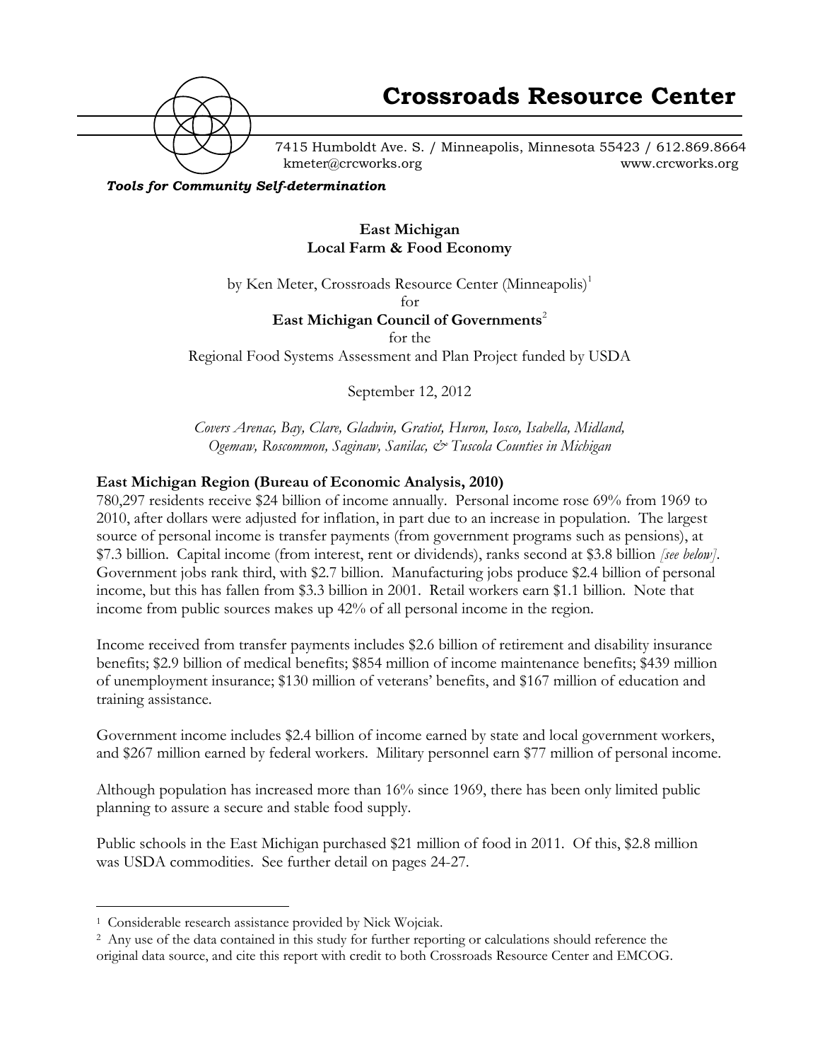# Crossroads Resource Center

7415 Humboldt Ave. S. / Minneapolis, Minnesota 55423 / 612.869.8664
kmeter@crcworks.org www.crcworks.org

***Tools for Community Self-determination***

**East Michigan**
**Local Farm & Food Economy**

by Ken Meter, Crossroads Resource Center (Minneapolis)[1]
for
**East Michigan Council of Governments**[2]
for the
Regional Food Systems Assessment and Plan Project funded by USDA

September 12, 2012

*Covers Arenac, Bay, Clare, Gladwin, Gratiot, Huron, Iosco, Isabella, Midland, Ogemaw, Roscommon, Saginaw, Sanilac, & Tuscola Counties in Michigan*

## East Michigan Region (Bureau of Economic Analysis, 2010)

780,297 residents receive $24 billion of income annually. Personal income rose 69% from 1969 to 2010, after dollars were adjusted for inflation, in part due to an increase in population. The largest source of personal income is transfer payments (from government programs such as pensions), at $7.3 billion. Capital income (from interest, rent or dividends), ranks second at $3.8 billion *[see below]*. Government jobs rank third, with $2.7 billion. Manufacturing jobs produce $2.4 billion of personal income, but this has fallen from $3.3 billion in 2001. Retail workers earn $1.1 billion. Note that income from public sources makes up 42% of all personal income in the region.

Income received from transfer payments includes $2.6 billion of retirement and disability insurance benefits; $2.9 billion of medical benefits; $854 million of income maintenance benefits; $439 million of unemployment insurance; $130 million of veterans' benefits, and $167 million of education and training assistance.

Government income includes $2.4 billion of income earned by state and local government workers, and $267 million earned by federal workers. Military personnel earn $77 million of personal income.

Although population has increased more than 16% since 1969, there has been only limited public planning to assure a secure and stable food supply.

Public schools in the East Michigan purchased $21 million of food in 2011. Of this, $2.8 million was USDA commodities. See further detail on pages 24-27.

---

[1] Considerable research assistance provided by Nick Wojciak.

[2] Any use of the data contained in this study for further reporting or calculations should reference the original data source, and cite this report with credit to both Crossroads Resource Center and EMCOG.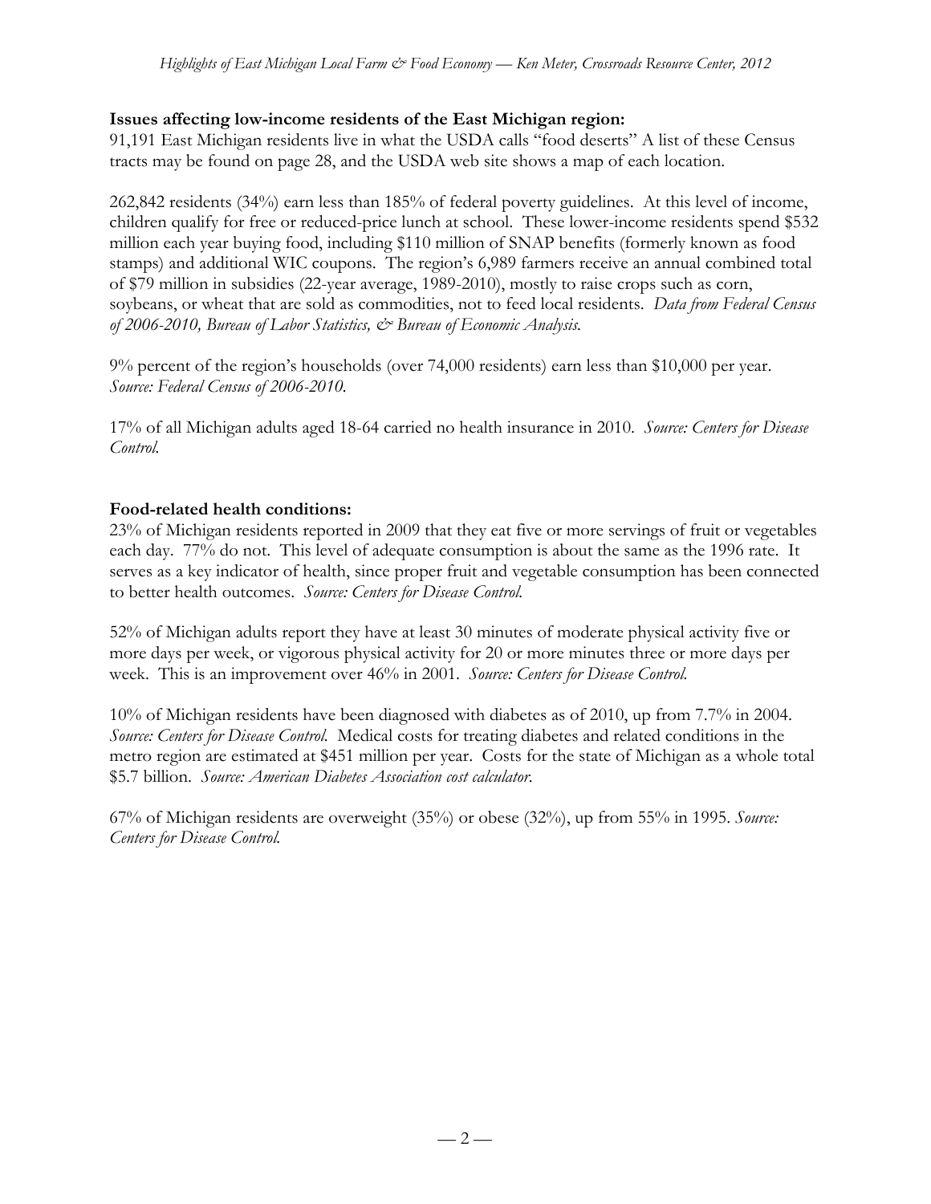**Issues affecting low-income residents of the East Michigan region:**

91,191 East Michigan residents live in what the USDA calls "food deserts" A list of these Census tracts may be found on page 28, and the USDA web site shows a map of each location.

262,842 residents (34%) earn less than 185% of federal poverty guidelines. At this level of income, children qualify for free or reduced-price lunch at school. These lower-income residents spend $532 million each year buying food, including $110 million of SNAP benefits (formerly known as food stamps) and additional WIC coupons. The region's 6,989 farmers receive an annual combined total of $79 million in subsidies (22-year average, 1989-2010), mostly to raise crops such as corn, soybeans, or wheat that are sold as commodities, not to feed local residents. *Data from Federal Census of 2006-2010, Bureau of Labor Statistics, & Bureau of Economic Analysis.*

9% percent of the region's households (over 74,000 residents) earn less than $10,000 per year. *Source: Federal Census of 2006-2010.*

17% of all Michigan adults aged 18-64 carried no health insurance in 2010. *Source: Centers for Disease Control.*

**Food-related health conditions:**

23% of Michigan residents reported in 2009 that they eat five or more servings of fruit or vegetables each day. 77% do not. This level of adequate consumption is about the same as the 1996 rate. It serves as a key indicator of health, since proper fruit and vegetable consumption has been connected to better health outcomes. *Source: Centers for Disease Control.*

52% of Michigan adults report they have at least 30 minutes of moderate physical activity five or more days per week, or vigorous physical activity for 20 or more minutes three or more days per week. This is an improvement over 46% in 2001. *Source: Centers for Disease Control.*

10% of Michigan residents have been diagnosed with diabetes as of 2010, up from 7.7% in 2004. *Source: Centers for Disease Control.* Medical costs for treating diabetes and related conditions in the metro region are estimated at $451 million per year. Costs for the state of Michigan as a whole total $5.7 billion. *Source: American Diabetes Association cost calculator.*

67% of Michigan residents are overweight (35%) or obese (32%), up from 55% in 1995. *Source: Centers for Disease Control.*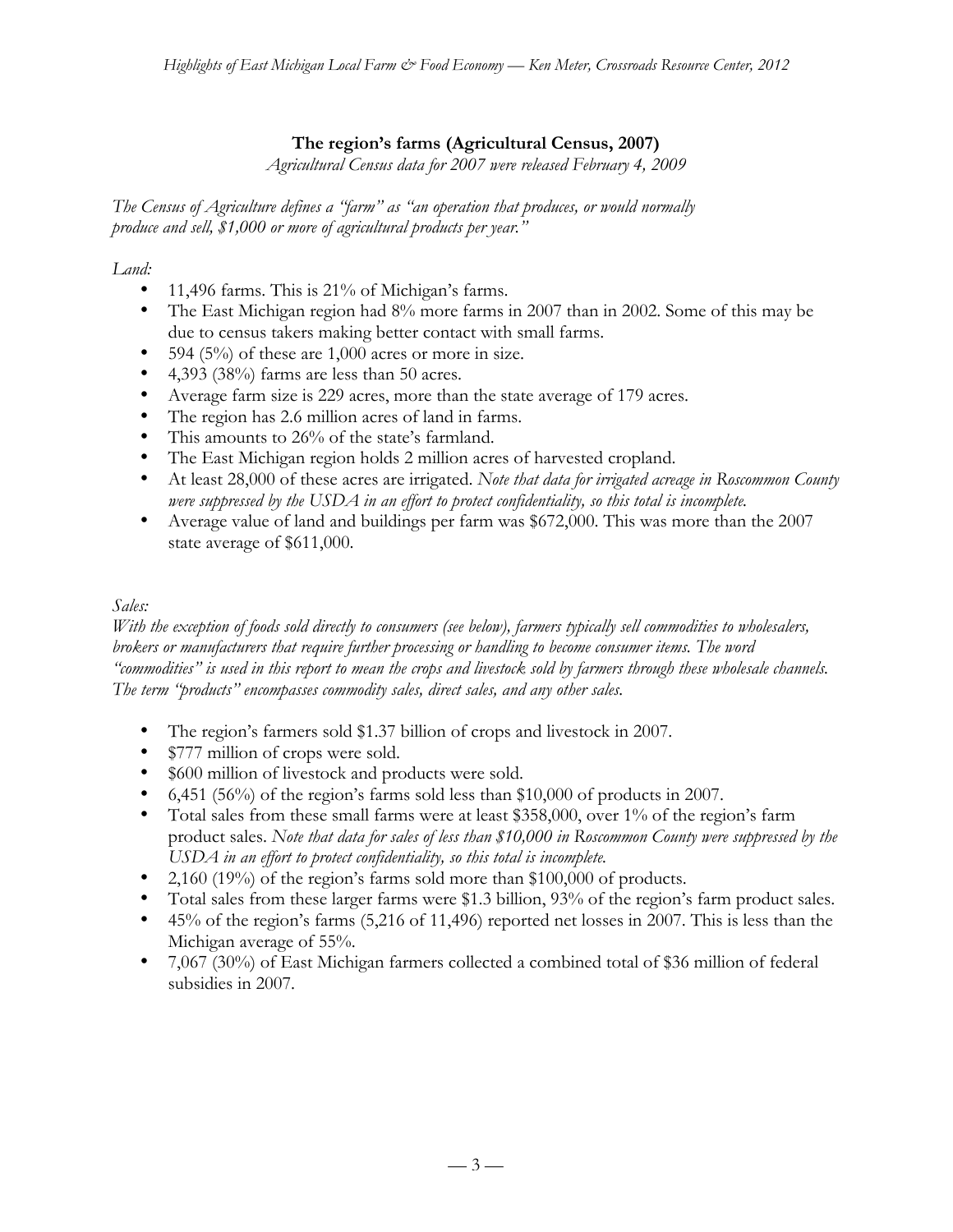## The region's farms (Agricultural Census, 2007)

*Agricultural Census data for 2007 were released February 4, 2009*

*The Census of Agriculture defines a "farm" as "an operation that produces, or would normally produce and sell, $1,000 or more of agricultural products per year."*

*Land:*

- 11,496 farms. This is 21% of Michigan's farms.
- The East Michigan region had 8% more farms in 2007 than in 2002. Some of this may be due to census takers making better contact with small farms.
- 594 (5%) of these are 1,000 acres or more in size.
- 4,393 (38%) farms are less than 50 acres.
- Average farm size is 229 acres, more than the state average of 179 acres.
- The region has 2.6 million acres of land in farms.
- This amounts to 26% of the state's farmland.
- The East Michigan region holds 2 million acres of harvested cropland.
- At least 28,000 of these acres are irrigated. *Note that data for irrigated acreage in Roscommon County were suppressed by the USDA in an effort to protect confidentiality, so this total is incomplete.*
- Average value of land and buildings per farm was $672,000. This was more than the 2007 state average of $611,000.

*Sales:*

*With the exception of foods sold directly to consumers (see below), farmers typically sell commodities to wholesalers, brokers or manufacturers that require further processing or handling to become consumer items. The word "commodities" is used in this report to mean the crops and livestock sold by farmers through these wholesale channels. The term "products" encompasses commodity sales, direct sales, and any other sales.*

- The region's farmers sold $1.37 billion of crops and livestock in 2007.
- $777 million of crops were sold.
- $600 million of livestock and products were sold.
- 6,451 (56%) of the region's farms sold less than $10,000 of products in 2007.
- Total sales from these small farms were at least $358,000, over 1% of the region's farm product sales. *Note that data for sales of less than $10,000 in Roscommon County were suppressed by the USDA in an effort to protect confidentiality, so this total is incomplete.*
- 2,160 (19%) of the region's farms sold more than $100,000 of products.
- Total sales from these larger farms were $1.3 billion, 93% of the region's farm product sales.
- 45% of the region's farms (5,216 of 11,496) reported net losses in 2007. This is less than the Michigan average of 55%.
- 7,067 (30%) of East Michigan farmers collected a combined total of $36 million of federal subsidies in 2007.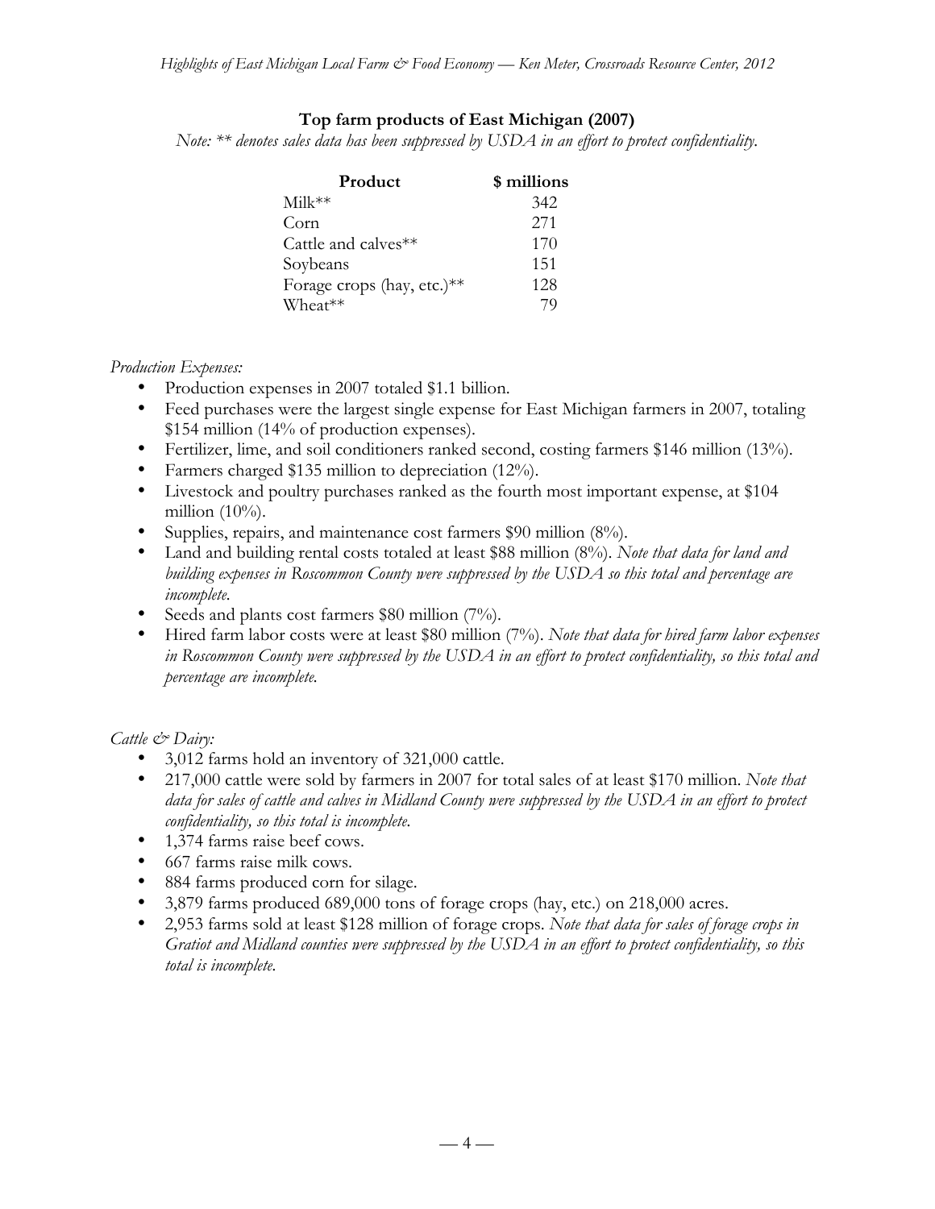### Top farm products of East Michigan (2007)

*Note: ** denotes sales data has been suppressed by USDA in an effort to protect confidentiality.*

| Product | $ millions |
|---|---|
| Milk** | 342 |
| Corn | 271 |
| Cattle and calves** | 170 |
| Soybeans | 151 |
| Forage crops (hay, etc.)** | 128 |
| Wheat** | 79 |

*Production Expenses:*

- Production expenses in 2007 totaled $1.1 billion.
- Feed purchases were the largest single expense for East Michigan farmers in 2007, totaling $154 million (14% of production expenses).
- Fertilizer, lime, and soil conditioners ranked second, costing farmers $146 million (13%).
- Farmers charged $135 million to depreciation (12%).
- Livestock and poultry purchases ranked as the fourth most important expense, at $104 million (10%).
- Supplies, repairs, and maintenance cost farmers $90 million (8%).
- Land and building rental costs totaled at least $88 million (8%). *Note that data for land and building expenses in Roscommon County were suppressed by the USDA so this total and percentage are incomplete.*
- Seeds and plants cost farmers $80 million (7%).
- Hired farm labor costs were at least $80 million (7%). *Note that data for hired farm labor expenses in Roscommon County were suppressed by the USDA in an effort to protect confidentiality, so this total and percentage are incomplete.*

*Cattle & Dairy:*

- 3,012 farms hold an inventory of 321,000 cattle.
- 217,000 cattle were sold by farmers in 2007 for total sales of at least $170 million. *Note that data for sales of cattle and calves in Midland County were suppressed by the USDA in an effort to protect confidentiality, so this total is incomplete.*
- 1,374 farms raise beef cows.
- 667 farms raise milk cows.
- 884 farms produced corn for silage.
- 3,879 farms produced 689,000 tons of forage crops (hay, etc.) on 218,000 acres.
- 2,953 farms sold at least $128 million of forage crops. *Note that data for sales of forage crops in Gratiot and Midland counties were suppressed by the USDA in an effort to protect confidentiality, so this total is incomplete.*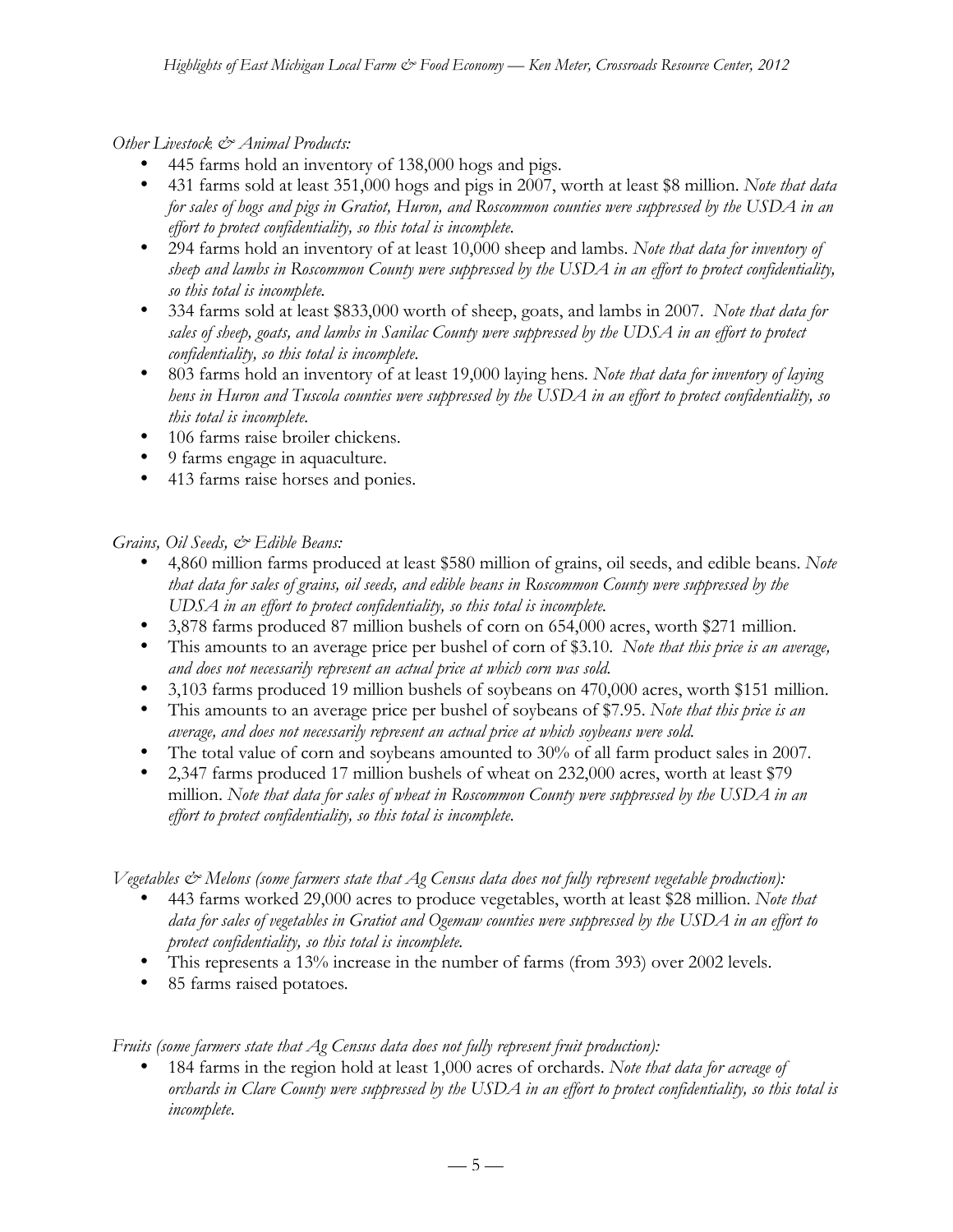*Other Livestock & Animal Products:*

- 445 farms hold an inventory of 138,000 hogs and pigs.
- 431 farms sold at least 351,000 hogs and pigs in 2007, worth at least $8 million. *Note that data for sales of hogs and pigs in Gratiot, Huron, and Roscommon counties were suppressed by the USDA in an effort to protect confidentiality, so this total is incomplete.*
- 294 farms hold an inventory of at least 10,000 sheep and lambs. *Note that data for inventory of sheep and lambs in Roscommon County were suppressed by the USDA in an effort to protect confidentiality, so this total is incomplete.*
- 334 farms sold at least $833,000 worth of sheep, goats, and lambs in 2007. *Note that data for sales of sheep, goats, and lambs in Sanilac County were suppressed by the UDSA in an effort to protect confidentiality, so this total is incomplete.*
- 803 farms hold an inventory of at least 19,000 laying hens. *Note that data for inventory of laying hens in Huron and Tuscola counties were suppressed by the USDA in an effort to protect confidentiality, so this total is incomplete.*
- 106 farms raise broiler chickens.
- 9 farms engage in aquaculture.
- 413 farms raise horses and ponies.

*Grains, Oil Seeds, & Edible Beans:*

- 4,860 million farms produced at least $580 million of grains, oil seeds, and edible beans. *Note that data for sales of grains, oil seeds, and edible beans in Roscommon County were suppressed by the UDSA in an effort to protect confidentiality, so this total is incomplete.*
- 3,878 farms produced 87 million bushels of corn on 654,000 acres, worth $271 million.
- This amounts to an average price per bushel of corn of $3.10. *Note that this price is an average, and does not necessarily represent an actual price at which corn was sold.*
- 3,103 farms produced 19 million bushels of soybeans on 470,000 acres, worth $151 million.
- This amounts to an average price per bushel of soybeans of $7.95. *Note that this price is an average, and does not necessarily represent an actual price at which soybeans were sold.*
- The total value of corn and soybeans amounted to 30% of all farm product sales in 2007.
- 2,347 farms produced 17 million bushels of wheat on 232,000 acres, worth at least $79 million. *Note that data for sales of wheat in Roscommon County were suppressed by the USDA in an effort to protect confidentiality, so this total is incomplete.*

*Vegetables & Melons (some farmers state that Ag Census data does not fully represent vegetable production):*

- 443 farms worked 29,000 acres to produce vegetables, worth at least $28 million. *Note that data for sales of vegetables in Gratiot and Ogemaw counties were suppressed by the USDA in an effort to protect confidentiality, so this total is incomplete.*
- This represents a 13% increase in the number of farms (from 393) over 2002 levels.
- 85 farms raised potatoes.

*Fruits (some farmers state that Ag Census data does not fully represent fruit production):*

- 184 farms in the region hold at least 1,000 acres of orchards. *Note that data for acreage of orchards in Clare County were suppressed by the USDA in an effort to protect confidentiality, so this total is incomplete.*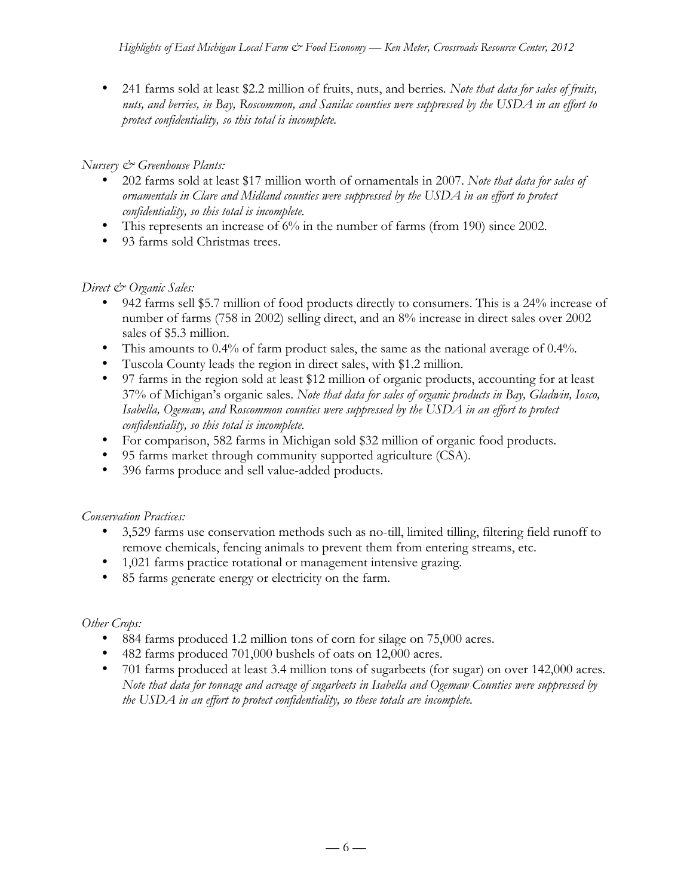- 241 farms sold at least $2.2 million of fruits, nuts, and berries. *Note that data for sales of fruits, nuts, and berries, in Bay, Roscommon, and Sanilac counties were suppressed by the USDA in an effort to protect confidentiality, so this total is incomplete.*

*Nursery & Greenhouse Plants:*

- 202 farms sold at least $17 million worth of ornamentals in 2007. *Note that data for sales of ornamentals in Clare and Midland counties were suppressed by the USDA in an effort to protect confidentiality, so this total is incomplete.*
- This represents an increase of 6% in the number of farms (from 190) since 2002.
- 93 farms sold Christmas trees.

*Direct & Organic Sales:*

- 942 farms sell $5.7 million of food products directly to consumers. This is a 24% increase of number of farms (758 in 2002) selling direct, and an 8% increase in direct sales over 2002 sales of $5.3 million.
- This amounts to 0.4% of farm product sales, the same as the national average of 0.4%.
- Tuscola County leads the region in direct sales, with $1.2 million.
- 97 farms in the region sold at least $12 million of organic products, accounting for at least 37% of Michigan's organic sales. *Note that data for sales of organic products in Bay, Gladwin, Iosco, Isabella, Ogemaw, and Roscommon counties were suppressed by the USDA in an effort to protect confidentiality, so this total is incomplete.*
- For comparison, 582 farms in Michigan sold $32 million of organic food products.
- 95 farms market through community supported agriculture (CSA).
- 396 farms produce and sell value-added products.

*Conservation Practices:*

- 3,529 farms use conservation methods such as no-till, limited tilling, filtering field runoff to remove chemicals, fencing animals to prevent them from entering streams, etc.
- 1,021 farms practice rotational or management intensive grazing.
- 85 farms generate energy or electricity on the farm.

*Other Crops:*

- 884 farms produced 1.2 million tons of corn for silage on 75,000 acres.
- 482 farms produced 701,000 bushels of oats on 12,000 acres.
- 701 farms produced at least 3.4 million tons of sugarbeets (for sugar) on over 142,000 acres. *Note that data for tonnage and acreage of sugarbeets in Isabella and Ogemaw Counties were suppressed by the USDA in an effort to protect confidentiality, so these totals are incomplete.*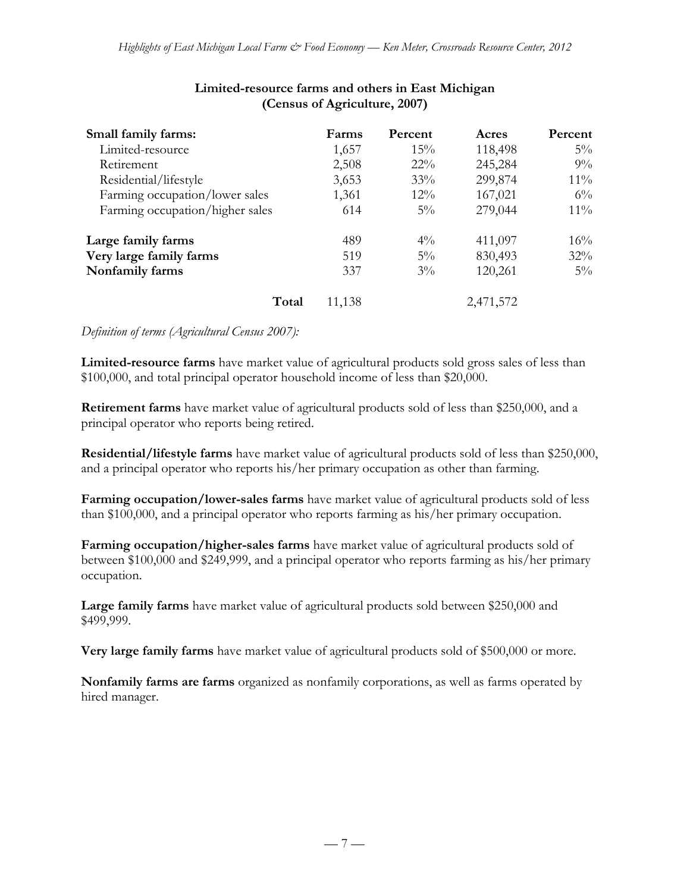**Limited-resource farms and others in East Michigan (Census of Agriculture, 2007)**

| Small family farms: | Farms | Percent | Acres | Percent |
|---|---|---|---|---|
| Limited-resource | 1,657 | 15% | 118,498 | 5% |
| Retirement | 2,508 | 22% | 245,284 | 9% |
| Residential/lifestyle | 3,653 | 33% | 299,874 | 11% |
| Farming occupation/lower sales | 1,361 | 12% | 167,021 | 6% |
| Farming occupation/higher sales | 614 | 5% | 279,044 | 11% |
| **Large family farms** | 489 | 4% | 411,097 | 16% |
| **Very large family farms** | 519 | 5% | 830,493 | 32% |
| **Nonfamily farms** | 337 | 3% | 120,261 | 5% |
| **Total** | 11,138 | | 2,471,572 | |

*Definition of terms (Agricultural Census 2007):*

**Limited-resource farms** have market value of agricultural products sold gross sales of less than $100,000, and total principal operator household income of less than $20,000.

**Retirement farms** have market value of agricultural products sold of less than $250,000, and a principal operator who reports being retired.

**Residential/lifestyle farms** have market value of agricultural products sold of less than $250,000, and a principal operator who reports his/her primary occupation as other than farming.

**Farming occupation/lower-sales farms** have market value of agricultural products sold of less than $100,000, and a principal operator who reports farming as his/her primary occupation.

**Farming occupation/higher-sales farms** have market value of agricultural products sold of between $100,000 and $249,999, and a principal operator who reports farming as his/her primary occupation.

**Large family farms** have market value of agricultural products sold between $250,000 and $499,999.

**Very large family farms** have market value of agricultural products sold of $500,000 or more.

**Nonfamily farms are farms** organized as nonfamily corporations, as well as farms operated by hired manager.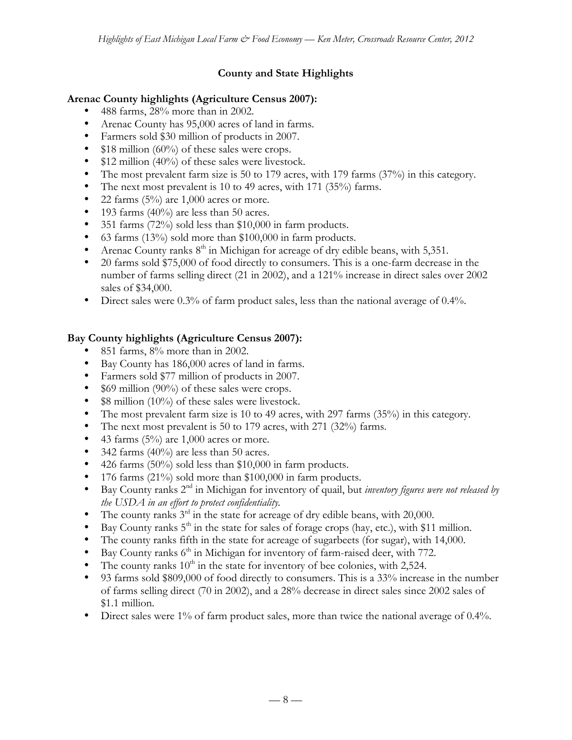## County and State Highlights

**Arenac County highlights (Agriculture Census 2007):**

- 488 farms, 28% more than in 2002.
- Arenac County has 95,000 acres of land in farms.
- Farmers sold $30 million of products in 2007.
- $18 million (60%) of these sales were crops.
- $12 million (40%) of these sales were livestock.
- The most prevalent farm size is 50 to 179 acres, with 179 farms (37%) in this category.
- The next most prevalent is 10 to 49 acres, with 171 (35%) farms.
- 22 farms (5%) are 1,000 acres or more.
- 193 farms (40%) are less than 50 acres.
- 351 farms (72%) sold less than $10,000 in farm products.
- 63 farms (13%) sold more than $100,000 in farm products.
- Arenac County ranks 8th in Michigan for acreage of dry edible beans, with 5,351.
- 20 farms sold $75,000 of food directly to consumers. This is a one-farm decrease in the number of farms selling direct (21 in 2002), and a 121% increase in direct sales over 2002 sales of $34,000.
- Direct sales were 0.3% of farm product sales, less than the national average of 0.4%.

**Bay County highlights (Agriculture Census 2007):**

- 851 farms, 8% more than in 2002.
- Bay County has 186,000 acres of land in farms.
- Farmers sold $77 million of products in 2007.
- $69 million (90%) of these sales were crops.
- $8 million (10%) of these sales were livestock.
- The most prevalent farm size is 10 to 49 acres, with 297 farms (35%) in this category.
- The next most prevalent is 50 to 179 acres, with 271 (32%) farms.
- 43 farms (5%) are 1,000 acres or more.
- 342 farms (40%) are less than 50 acres.
- 426 farms (50%) sold less than $10,000 in farm products.
- 176 farms (21%) sold more than $100,000 in farm products.
- Bay County ranks 2nd in Michigan for inventory of quail, but *inventory figures were not released by the USDA in an effort to protect confidentiality.*
- The county ranks 3rd in the state for acreage of dry edible beans, with 20,000.
- Bay County ranks 5th in the state for sales of forage crops (hay, etc.), with $11 million.
- The county ranks fifth in the state for acreage of sugarbeets (for sugar), with 14,000.
- Bay County ranks 6th in Michigan for inventory of farm-raised deer, with 772.
- The county ranks 10th in the state for inventory of bee colonies, with 2,524.
- 93 farms sold $809,000 of food directly to consumers. This is a 33% increase in the number of farms selling direct (70 in 2002), and a 28% decrease in direct sales since 2002 sales of $1.1 million.
- Direct sales were 1% of farm product sales, more than twice the national average of 0.4%.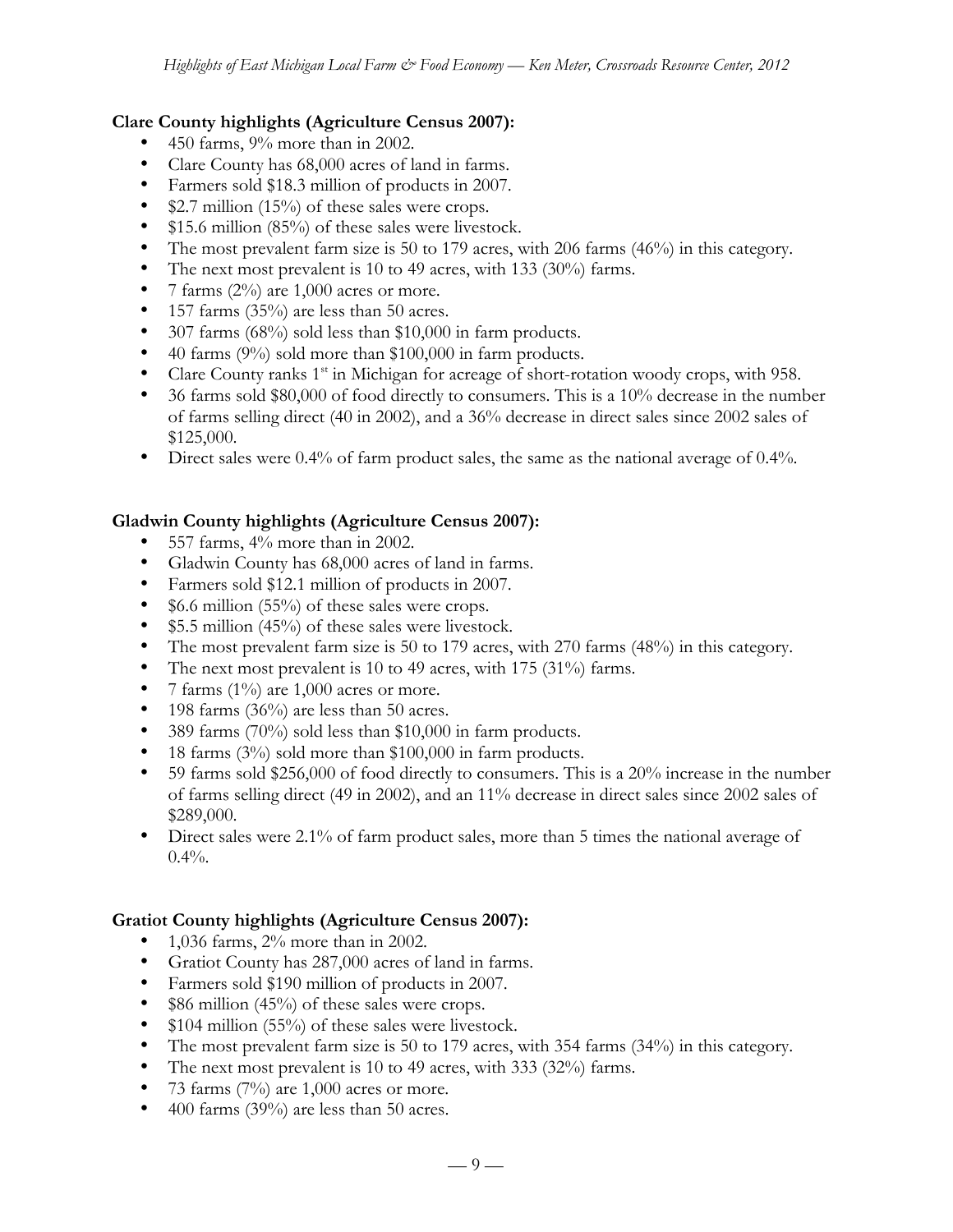**Clare County highlights (Agriculture Census 2007):**

- 450 farms, 9% more than in 2002.
- Clare County has 68,000 acres of land in farms.
- Farmers sold $18.3 million of products in 2007.
- $2.7 million (15%) of these sales were crops.
- $15.6 million (85%) of these sales were livestock.
- The most prevalent farm size is 50 to 179 acres, with 206 farms (46%) in this category.
- The next most prevalent is 10 to 49 acres, with 133 (30%) farms.
- 7 farms (2%) are 1,000 acres or more.
- 157 farms (35%) are less than 50 acres.
- 307 farms (68%) sold less than $10,000 in farm products.
- 40 farms (9%) sold more than $100,000 in farm products.
- Clare County ranks 1st in Michigan for acreage of short-rotation woody crops, with 958.
- 36 farms sold $80,000 of food directly to consumers. This is a 10% decrease in the number of farms selling direct (40 in 2002), and a 36% decrease in direct sales since 2002 sales of $125,000.
- Direct sales were 0.4% of farm product sales, the same as the national average of 0.4%.

**Gladwin County highlights (Agriculture Census 2007):**

- 557 farms, 4% more than in 2002.
- Gladwin County has 68,000 acres of land in farms.
- Farmers sold $12.1 million of products in 2007.
- $6.6 million (55%) of these sales were crops.
- $5.5 million (45%) of these sales were livestock.
- The most prevalent farm size is 50 to 179 acres, with 270 farms (48%) in this category.
- The next most prevalent is 10 to 49 acres, with 175 (31%) farms.
- 7 farms (1%) are 1,000 acres or more.
- 198 farms (36%) are less than 50 acres.
- 389 farms (70%) sold less than $10,000 in farm products.
- 18 farms (3%) sold more than $100,000 in farm products.
- 59 farms sold $256,000 of food directly to consumers. This is a 20% increase in the number of farms selling direct (49 in 2002), and an 11% decrease in direct sales since 2002 sales of $289,000.
- Direct sales were 2.1% of farm product sales, more than 5 times the national average of 0.4%.

**Gratiot County highlights (Agriculture Census 2007):**

- 1,036 farms, 2% more than in 2002.
- Gratiot County has 287,000 acres of land in farms.
- Farmers sold $190 million of products in 2007.
- $86 million (45%) of these sales were crops.
- $104 million (55%) of these sales were livestock.
- The most prevalent farm size is 50 to 179 acres, with 354 farms (34%) in this category.
- The next most prevalent is 10 to 49 acres, with 333 (32%) farms.
- 73 farms (7%) are 1,000 acres or more.
- 400 farms (39%) are less than 50 acres.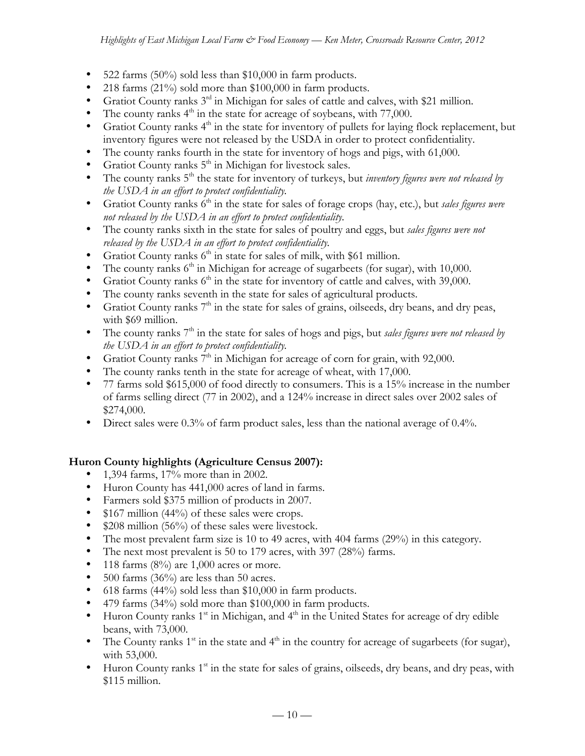- 522 farms (50%) sold less than $10,000 in farm products.
- 218 farms (21%) sold more than $100,000 in farm products.
- Gratiot County ranks 3rd in Michigan for sales of cattle and calves, with $21 million.
- The county ranks 4th in the state for acreage of soybeans, with 77,000.
- Gratiot County ranks 4th in the state for inventory of pullets for laying flock replacement, but inventory figures were not released by the USDA in order to protect confidentiality.
- The county ranks fourth in the state for inventory of hogs and pigs, with 61,000.
- Gratiot County ranks 5th in Michigan for livestock sales.
- The county ranks 5th the state for inventory of turkeys, but *inventory figures were not released by the USDA in an effort to protect confidentiality.*
- Gratiot County ranks 6th in the state for sales of forage crops (hay, etc.), but *sales figures were not released by the USDA in an effort to protect confidentiality.*
- The county ranks sixth in the state for sales of poultry and eggs, but *sales figures were not released by the USDA in an effort to protect confidentiality.*
- Gratiot County ranks 6th in state for sales of milk, with $61 million.
- The county ranks 6th in Michigan for acreage of sugarbeets (for sugar), with 10,000.
- Gratiot County ranks 6th in the state for inventory of cattle and calves, with 39,000.
- The county ranks seventh in the state for sales of agricultural products.
- Gratiot County ranks 7th in the state for sales of grains, oilseeds, dry beans, and dry peas, with $69 million.
- The county ranks 7th in the state for sales of hogs and pigs, but *sales figures were not released by the USDA in an effort to protect confidentiality.*
- Gratiot County ranks 7th in Michigan for acreage of corn for grain, with 92,000.
- The county ranks tenth in the state for acreage of wheat, with 17,000.
- 77 farms sold $615,000 of food directly to consumers. This is a 15% increase in the number of farms selling direct (77 in 2002), and a 124% increase in direct sales over 2002 sales of $274,000.
- Direct sales were 0.3% of farm product sales, less than the national average of 0.4%.

**Huron County highlights (Agriculture Census 2007):**

- 1,394 farms, 17% more than in 2002.
- Huron County has 441,000 acres of land in farms.
- Farmers sold $375 million of products in 2007.
- $167 million (44%) of these sales were crops.
- $208 million (56%) of these sales were livestock.
- The most prevalent farm size is 10 to 49 acres, with 404 farms (29%) in this category.
- The next most prevalent is 50 to 179 acres, with 397 (28%) farms.
- 118 farms (8%) are 1,000 acres or more.
- 500 farms (36%) are less than 50 acres.
- 618 farms (44%) sold less than $10,000 in farm products.
- 479 farms (34%) sold more than $100,000 in farm products.
- Huron County ranks 1st in Michigan, and 4th in the United States for acreage of dry edible beans, with 73,000.
- The County ranks 1st in the state and 4th in the country for acreage of sugarbeets (for sugar), with 53,000.
- Huron County ranks 1st in the state for sales of grains, oilseeds, dry beans, and dry peas, with $115 million.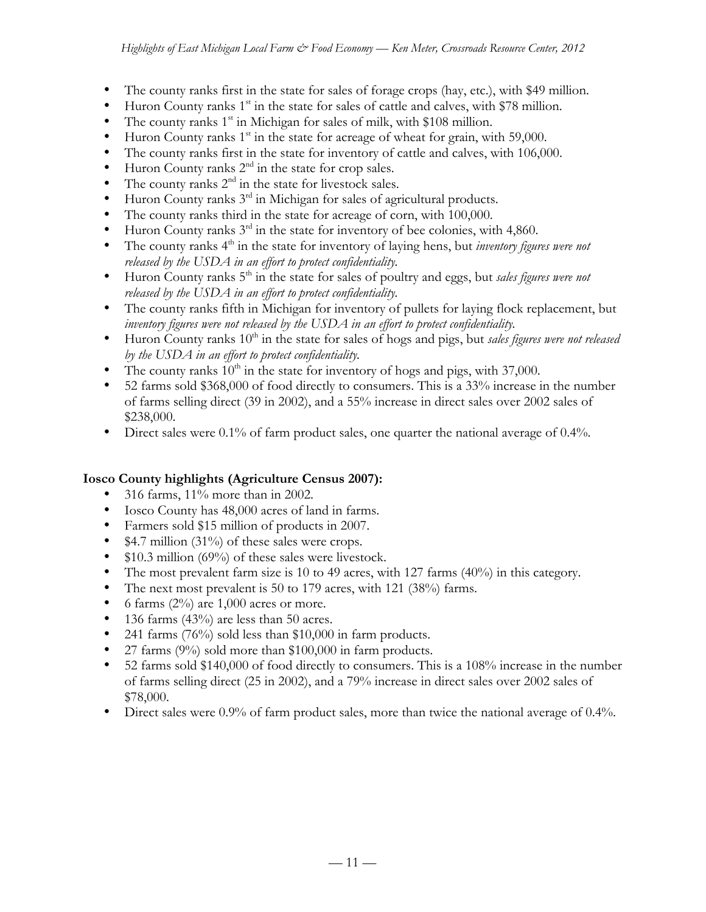- The county ranks first in the state for sales of forage crops (hay, etc.), with $49 million.
- Huron County ranks 1st in the state for sales of cattle and calves, with $78 million.
- The county ranks 1st in Michigan for sales of milk, with $108 million.
- Huron County ranks 1st in the state for acreage of wheat for grain, with 59,000.
- The county ranks first in the state for inventory of cattle and calves, with 106,000.
- Huron County ranks 2nd in the state for crop sales.
- The county ranks 2nd in the state for livestock sales.
- Huron County ranks 3rd in Michigan for sales of agricultural products.
- The county ranks third in the state for acreage of corn, with 100,000.
- Huron County ranks 3rd in the state for inventory of bee colonies, with 4,860.
- The county ranks 4th in the state for inventory of laying hens, but *inventory figures were not released by the USDA in an effort to protect confidentiality.*
- Huron County ranks 5th in the state for sales of poultry and eggs, but *sales figures were not released by the USDA in an effort to protect confidentiality.*
- The county ranks fifth in Michigan for inventory of pullets for laying flock replacement, but *inventory figures were not released by the USDA in an effort to protect confidentiality.*
- Huron County ranks 10th in the state for sales of hogs and pigs, but *sales figures were not released by the USDA in an effort to protect confidentiality.*
- The county ranks 10th in the state for inventory of hogs and pigs, with 37,000.
- 52 farms sold $368,000 of food directly to consumers. This is a 33% increase in the number of farms selling direct (39 in 2002), and a 55% increase in direct sales over 2002 sales of $238,000.
- Direct sales were 0.1% of farm product sales, one quarter the national average of 0.4%.

**Iosco County highlights (Agriculture Census 2007):**

- 316 farms, 11% more than in 2002.
- Iosco County has 48,000 acres of land in farms.
- Farmers sold $15 million of products in 2007.
- $4.7 million (31%) of these sales were crops.
- $10.3 million (69%) of these sales were livestock.
- The most prevalent farm size is 10 to 49 acres, with 127 farms (40%) in this category.
- The next most prevalent is 50 to 179 acres, with 121 (38%) farms.
- 6 farms (2%) are 1,000 acres or more.
- 136 farms (43%) are less than 50 acres.
- 241 farms (76%) sold less than $10,000 in farm products.
- 27 farms (9%) sold more than $100,000 in farm products.
- 52 farms sold $140,000 of food directly to consumers. This is a 108% increase in the number of farms selling direct (25 in 2002), and a 79% increase in direct sales over 2002 sales of $78,000.
- Direct sales were 0.9% of farm product sales, more than twice the national average of 0.4%.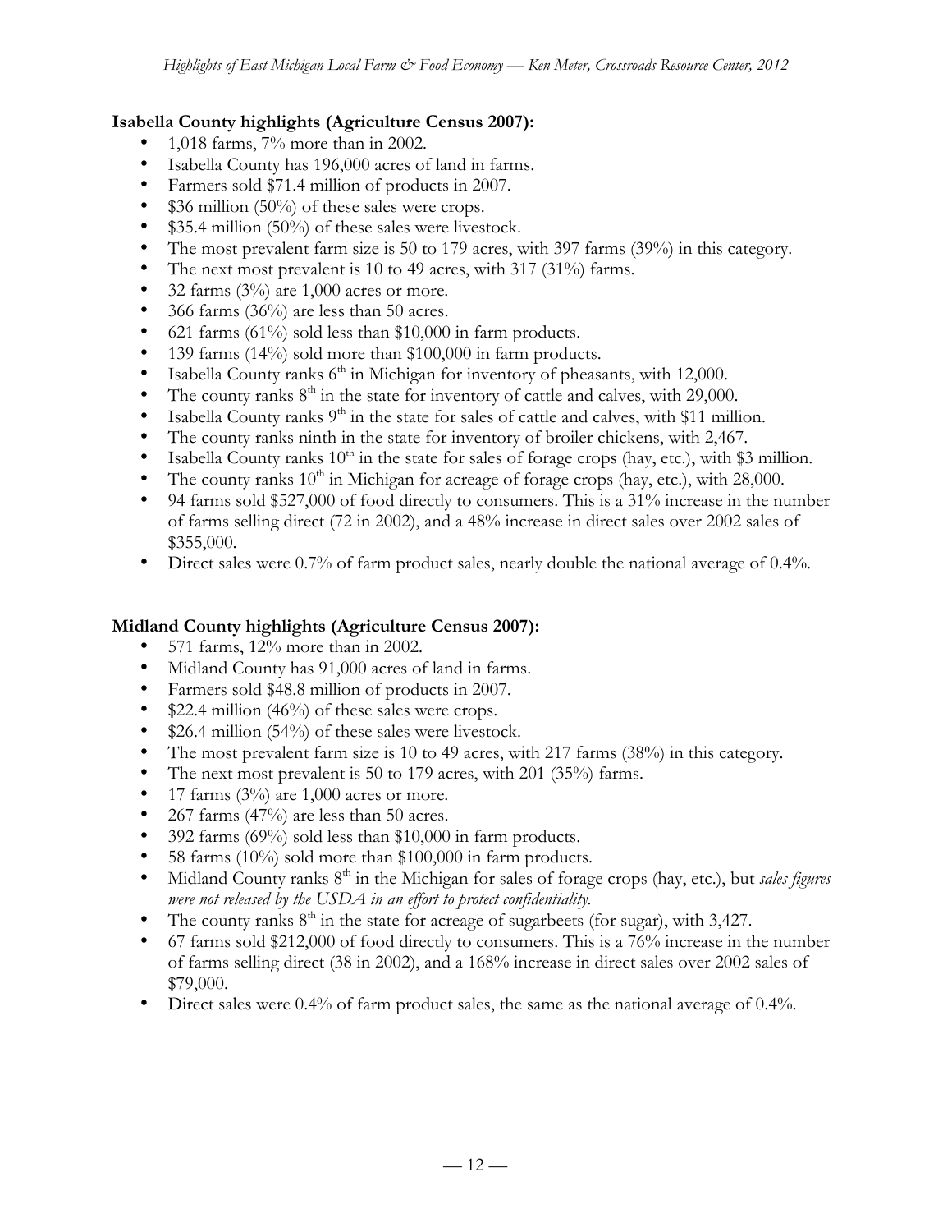**Isabella County highlights (Agriculture Census 2007):**

- 1,018 farms, 7% more than in 2002.
- Isabella County has 196,000 acres of land in farms.
- Farmers sold $71.4 million of products in 2007.
- $36 million (50%) of these sales were crops.
- $35.4 million (50%) of these sales were livestock.
- The most prevalent farm size is 50 to 179 acres, with 397 farms (39%) in this category.
- The next most prevalent is 10 to 49 acres, with 317 (31%) farms.
- 32 farms (3%) are 1,000 acres or more.
- 366 farms (36%) are less than 50 acres.
- 621 farms (61%) sold less than $10,000 in farm products.
- 139 farms (14%) sold more than $100,000 in farm products.
- Isabella County ranks 6th in Michigan for inventory of pheasants, with 12,000.
- The county ranks 8th in the state for inventory of cattle and calves, with 29,000.
- Isabella County ranks 9th in the state for sales of cattle and calves, with $11 million.
- The county ranks ninth in the state for inventory of broiler chickens, with 2,467.
- Isabella County ranks 10th in the state for sales of forage crops (hay, etc.), with $3 million.
- The county ranks 10th in Michigan for acreage of forage crops (hay, etc.), with 28,000.
- 94 farms sold $527,000 of food directly to consumers. This is a 31% increase in the number of farms selling direct (72 in 2002), and a 48% increase in direct sales over 2002 sales of $355,000.
- Direct sales were 0.7% of farm product sales, nearly double the national average of 0.4%.

**Midland County highlights (Agriculture Census 2007):**

- 571 farms, 12% more than in 2002.
- Midland County has 91,000 acres of land in farms.
- Farmers sold $48.8 million of products in 2007.
- $22.4 million (46%) of these sales were crops.
- $26.4 million (54%) of these sales were livestock.
- The most prevalent farm size is 10 to 49 acres, with 217 farms (38%) in this category.
- The next most prevalent is 50 to 179 acres, with 201 (35%) farms.
- 17 farms (3%) are 1,000 acres or more.
- 267 farms (47%) are less than 50 acres.
- 392 farms (69%) sold less than $10,000 in farm products.
- 58 farms (10%) sold more than $100,000 in farm products.
- Midland County ranks 8th in the Michigan for sales of forage crops (hay, etc.), but *sales figures were not released by the USDA in an effort to protect confidentiality.*
- The county ranks 8th in the state for acreage of sugarbeets (for sugar), with 3,427.
- 67 farms sold $212,000 of food directly to consumers. This is a 76% increase in the number of farms selling direct (38 in 2002), and a 168% increase in direct sales over 2002 sales of $79,000.
- Direct sales were 0.4% of farm product sales, the same as the national average of 0.4%.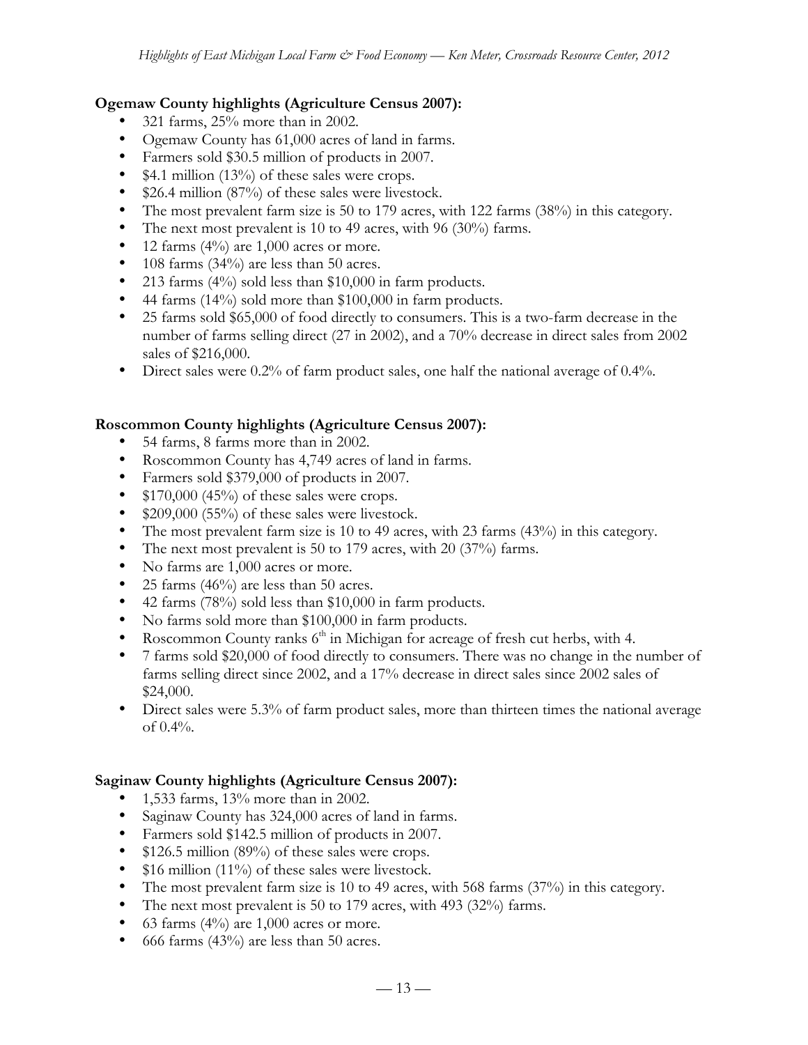**Ogemaw County highlights (Agriculture Census 2007):**

- 321 farms, 25% more than in 2002.
- Ogemaw County has 61,000 acres of land in farms.
- Farmers sold $30.5 million of products in 2007.
- $4.1 million (13%) of these sales were crops.
- $26.4 million (87%) of these sales were livestock.
- The most prevalent farm size is 50 to 179 acres, with 122 farms (38%) in this category.
- The next most prevalent is 10 to 49 acres, with 96 (30%) farms.
- 12 farms (4%) are 1,000 acres or more.
- 108 farms (34%) are less than 50 acres.
- 213 farms (4%) sold less than $10,000 in farm products.
- 44 farms (14%) sold more than $100,000 in farm products.
- 25 farms sold $65,000 of food directly to consumers. This is a two-farm decrease in the number of farms selling direct (27 in 2002), and a 70% decrease in direct sales from 2002 sales of $216,000.
- Direct sales were 0.2% of farm product sales, one half the national average of 0.4%.

**Roscommon County highlights (Agriculture Census 2007):**

- 54 farms, 8 farms more than in 2002.
- Roscommon County has 4,749 acres of land in farms.
- Farmers sold $379,000 of products in 2007.
- $170,000 (45%) of these sales were crops.
- $209,000 (55%) of these sales were livestock.
- The most prevalent farm size is 10 to 49 acres, with 23 farms (43%) in this category.
- The next most prevalent is 50 to 179 acres, with 20 (37%) farms.
- No farms are 1,000 acres or more.
- 25 farms (46%) are less than 50 acres.
- 42 farms (78%) sold less than $10,000 in farm products.
- No farms sold more than $100,000 in farm products.
- Roscommon County ranks 6th in Michigan for acreage of fresh cut herbs, with 4.
- 7 farms sold $20,000 of food directly to consumers. There was no change in the number of farms selling direct since 2002, and a 17% decrease in direct sales since 2002 sales of $24,000.
- Direct sales were 5.3% of farm product sales, more than thirteen times the national average of 0.4%.

**Saginaw County highlights (Agriculture Census 2007):**

- 1,533 farms, 13% more than in 2002.
- Saginaw County has 324,000 acres of land in farms.
- Farmers sold $142.5 million of products in 2007.
- $126.5 million (89%) of these sales were crops.
- $16 million (11%) of these sales were livestock.
- The most prevalent farm size is 10 to 49 acres, with 568 farms (37%) in this category.
- The next most prevalent is 50 to 179 acres, with 493 (32%) farms.
- 63 farms (4%) are 1,000 acres or more.
- 666 farms (43%) are less than 50 acres.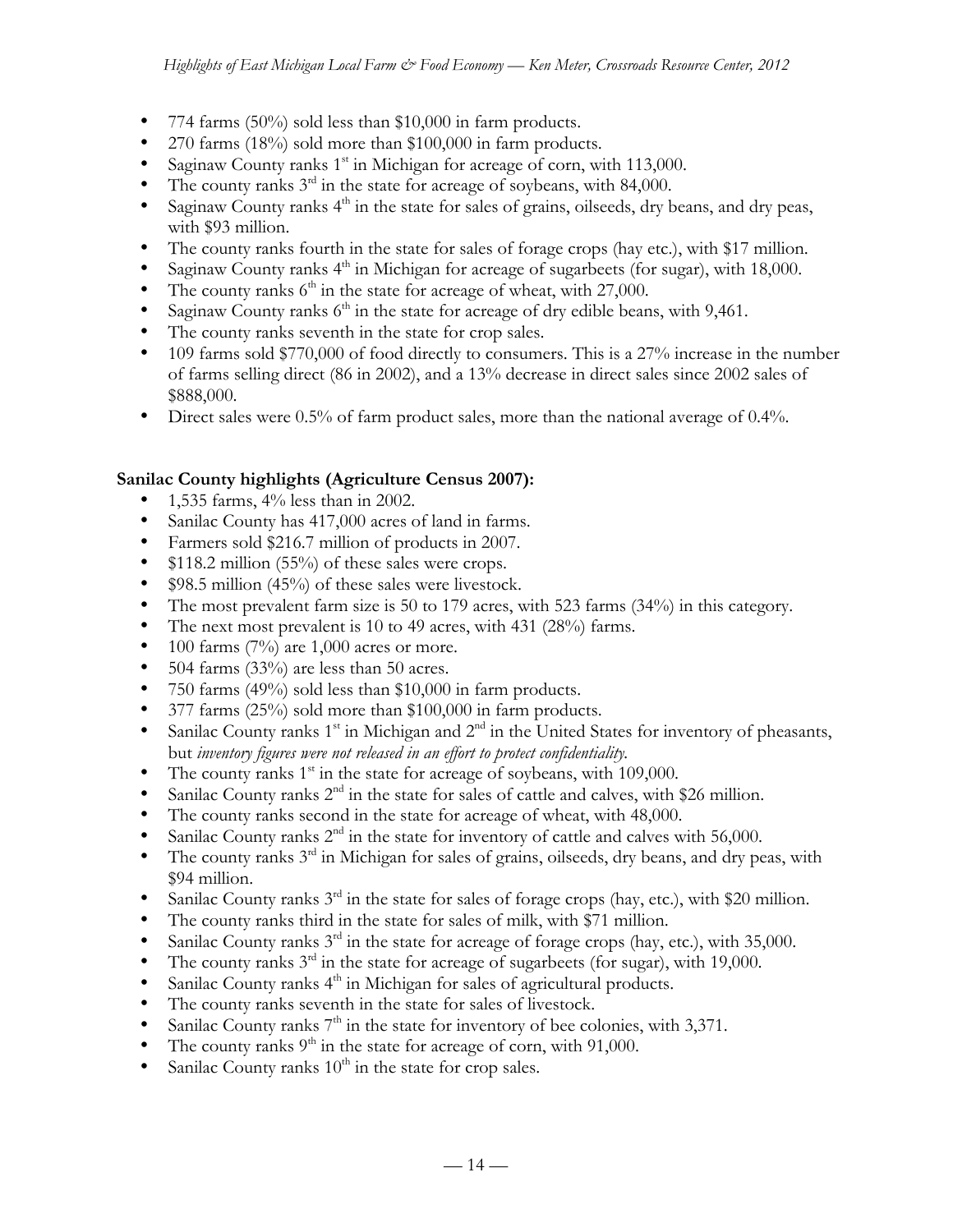- 774 farms (50%) sold less than $10,000 in farm products.
- 270 farms (18%) sold more than $100,000 in farm products.
- Saginaw County ranks 1st in Michigan for acreage of corn, with 113,000.
- The county ranks 3rd in the state for acreage of soybeans, with 84,000.
- Saginaw County ranks 4th in the state for sales of grains, oilseeds, dry beans, and dry peas, with $93 million.
- The county ranks fourth in the state for sales of forage crops (hay etc.), with $17 million.
- Saginaw County ranks 4th in Michigan for acreage of sugarbeets (for sugar), with 18,000.
- The county ranks 6th in the state for acreage of wheat, with 27,000.
- Saginaw County ranks 6th in the state for acreage of dry edible beans, with 9,461.
- The county ranks seventh in the state for crop sales.
- 109 farms sold $770,000 of food directly to consumers. This is a 27% increase in the number of farms selling direct (86 in 2002), and a 13% decrease in direct sales since 2002 sales of $888,000.
- Direct sales were 0.5% of farm product sales, more than the national average of 0.4%.

**Sanilac County highlights (Agriculture Census 2007):**

- 1,535 farms, 4% less than in 2002.
- Sanilac County has 417,000 acres of land in farms.
- Farmers sold $216.7 million of products in 2007.
- $118.2 million (55%) of these sales were crops.
- $98.5 million (45%) of these sales were livestock.
- The most prevalent farm size is 50 to 179 acres, with 523 farms (34%) in this category.
- The next most prevalent is 10 to 49 acres, with 431 (28%) farms.
- 100 farms (7%) are 1,000 acres or more.
- 504 farms (33%) are less than 50 acres.
- 750 farms (49%) sold less than $10,000 in farm products.
- 377 farms (25%) sold more than $100,000 in farm products.
- Sanilac County ranks 1st in Michigan and 2nd in the United States for inventory of pheasants, but *inventory figures were not released in an effort to protect confidentiality.*
- The county ranks 1st in the state for acreage of soybeans, with 109,000.
- Sanilac County ranks 2nd in the state for sales of cattle and calves, with $26 million.
- The county ranks second in the state for acreage of wheat, with 48,000.
- Sanilac County ranks 2nd in the state for inventory of cattle and calves with 56,000.
- The county ranks 3rd in Michigan for sales of grains, oilseeds, dry beans, and dry peas, with $94 million.
- Sanilac County ranks 3rd in the state for sales of forage crops (hay, etc.), with $20 million.
- The county ranks third in the state for sales of milk, with $71 million.
- Sanilac County ranks 3rd in the state for acreage of forage crops (hay, etc.), with 35,000.
- The county ranks 3rd in the state for acreage of sugarbeets (for sugar), with 19,000.
- Sanilac County ranks 4th in Michigan for sales of agricultural products.
- The county ranks seventh in the state for sales of livestock.
- Sanilac County ranks 7th in the state for inventory of bee colonies, with 3,371.
- The county ranks 9th in the state for acreage of corn, with 91,000.
- Sanilac County ranks 10th in the state for crop sales.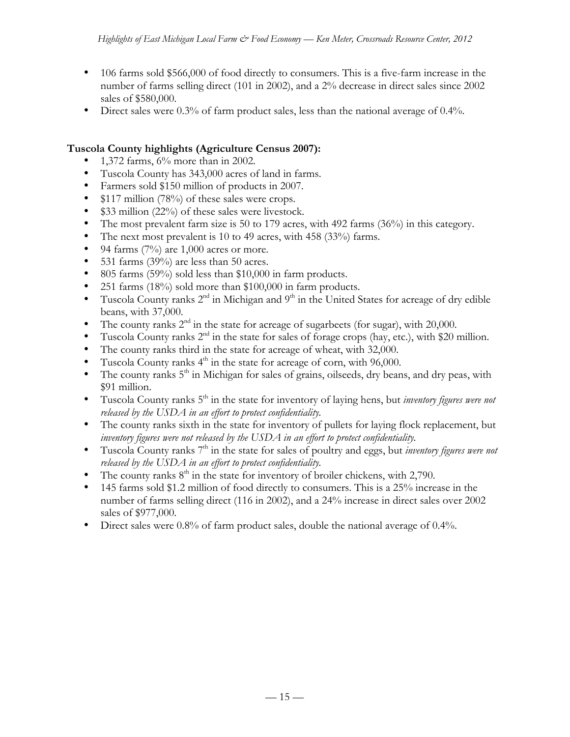- 106 farms sold $566,000 of food directly to consumers. This is a five-farm increase in the number of farms selling direct (101 in 2002), and a 2% decrease in direct sales since 2002 sales of $580,000.
- Direct sales were 0.3% of farm product sales, less than the national average of 0.4%.

**Tuscola County highlights (Agriculture Census 2007):**

- 1,372 farms, 6% more than in 2002.
- Tuscola County has 343,000 acres of land in farms.
- Farmers sold $150 million of products in 2007.
- $117 million (78%) of these sales were crops.
- $33 million (22%) of these sales were livestock.
- The most prevalent farm size is 50 to 179 acres, with 492 farms (36%) in this category.
- The next most prevalent is 10 to 49 acres, with 458 (33%) farms.
- 94 farms (7%) are 1,000 acres or more.
- 531 farms (39%) are less than 50 acres.
- 805 farms (59%) sold less than $10,000 in farm products.
- 251 farms (18%) sold more than $100,000 in farm products.
- Tuscola County ranks 2nd in Michigan and 9th in the United States for acreage of dry edible beans, with 37,000.
- The county ranks 2nd in the state for acreage of sugarbeets (for sugar), with 20,000.
- Tuscola County ranks 2nd in the state for sales of forage crops (hay, etc.), with $20 million.
- The county ranks third in the state for acreage of wheat, with 32,000.
- Tuscola County ranks 4th in the state for acreage of corn, with 96,000.
- The county ranks 5th in Michigan for sales of grains, oilseeds, dry beans, and dry peas, with $91 million.
- Tuscola County ranks 5th in the state for inventory of laying hens, but *inventory figures were not released by the USDA in an effort to protect confidentiality.*
- The county ranks sixth in the state for inventory of pullets for laying flock replacement, but *inventory figures were not released by the USDA in an effort to protect confidentiality.*
- Tuscola County ranks 7th in the state for sales of poultry and eggs, but *inventory figures were not released by the USDA in an effort to protect confidentiality.*
- The county ranks 8th in the state for inventory of broiler chickens, with 2,790.
- 145 farms sold $1.2 million of food directly to consumers. This is a 25% increase in the number of farms selling direct (116 in 2002), and a 24% increase in direct sales over 2002 sales of $977,000.
- Direct sales were 0.8% of farm product sales, double the national average of 0.4%.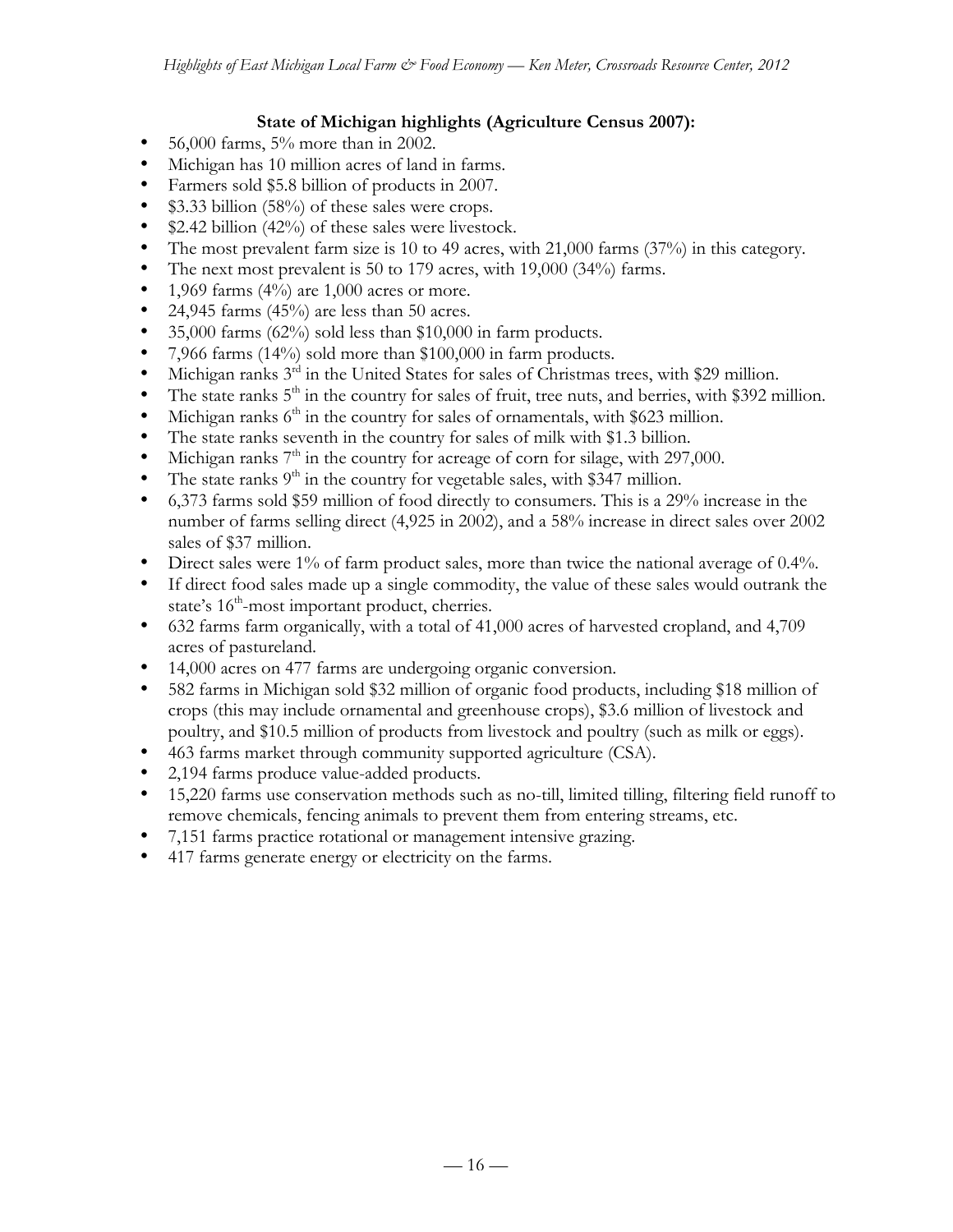**State of Michigan highlights (Agriculture Census 2007):**

- 56,000 farms, 5% more than in 2002.
- Michigan has 10 million acres of land in farms.
- Farmers sold $5.8 billion of products in 2007.
- $3.33 billion (58%) of these sales were crops.
- $2.42 billion (42%) of these sales were livestock.
- The most prevalent farm size is 10 to 49 acres, with 21,000 farms (37%) in this category.
- The next most prevalent is 50 to 179 acres, with 19,000 (34%) farms.
- 1,969 farms (4%) are 1,000 acres or more.
- 24,945 farms (45%) are less than 50 acres.
- 35,000 farms (62%) sold less than $10,000 in farm products.
- 7,966 farms (14%) sold more than $100,000 in farm products.
- Michigan ranks 3rd in the United States for sales of Christmas trees, with $29 million.
- The state ranks 5th in the country for sales of fruit, tree nuts, and berries, with $392 million.
- Michigan ranks 6th in the country for sales of ornamentals, with $623 million.
- The state ranks seventh in the country for sales of milk with $1.3 billion.
- Michigan ranks 7th in the country for acreage of corn for silage, with 297,000.
- The state ranks 9th in the country for vegetable sales, with $347 million.
- 6,373 farms sold $59 million of food directly to consumers. This is a 29% increase in the number of farms selling direct (4,925 in 2002), and a 58% increase in direct sales over 2002 sales of $37 million.
- Direct sales were 1% of farm product sales, more than twice the national average of 0.4%.
- If direct food sales made up a single commodity, the value of these sales would outrank the state's 16th-most important product, cherries.
- 632 farms farm organically, with a total of 41,000 acres of harvested cropland, and 4,709 acres of pastureland.
- 14,000 acres on 477 farms are undergoing organic conversion.
- 582 farms in Michigan sold $32 million of organic food products, including $18 million of crops (this may include ornamental and greenhouse crops), $3.6 million of livestock and poultry, and $10.5 million of products from livestock and poultry (such as milk or eggs).
- 463 farms market through community supported agriculture (CSA).
- 2,194 farms produce value-added products.
- 15,220 farms use conservation methods such as no-till, limited tilling, filtering field runoff to remove chemicals, fencing animals to prevent them from entering streams, etc.
- 7,151 farms practice rotational or management intensive grazing.
- 417 farms generate energy or electricity on the farms.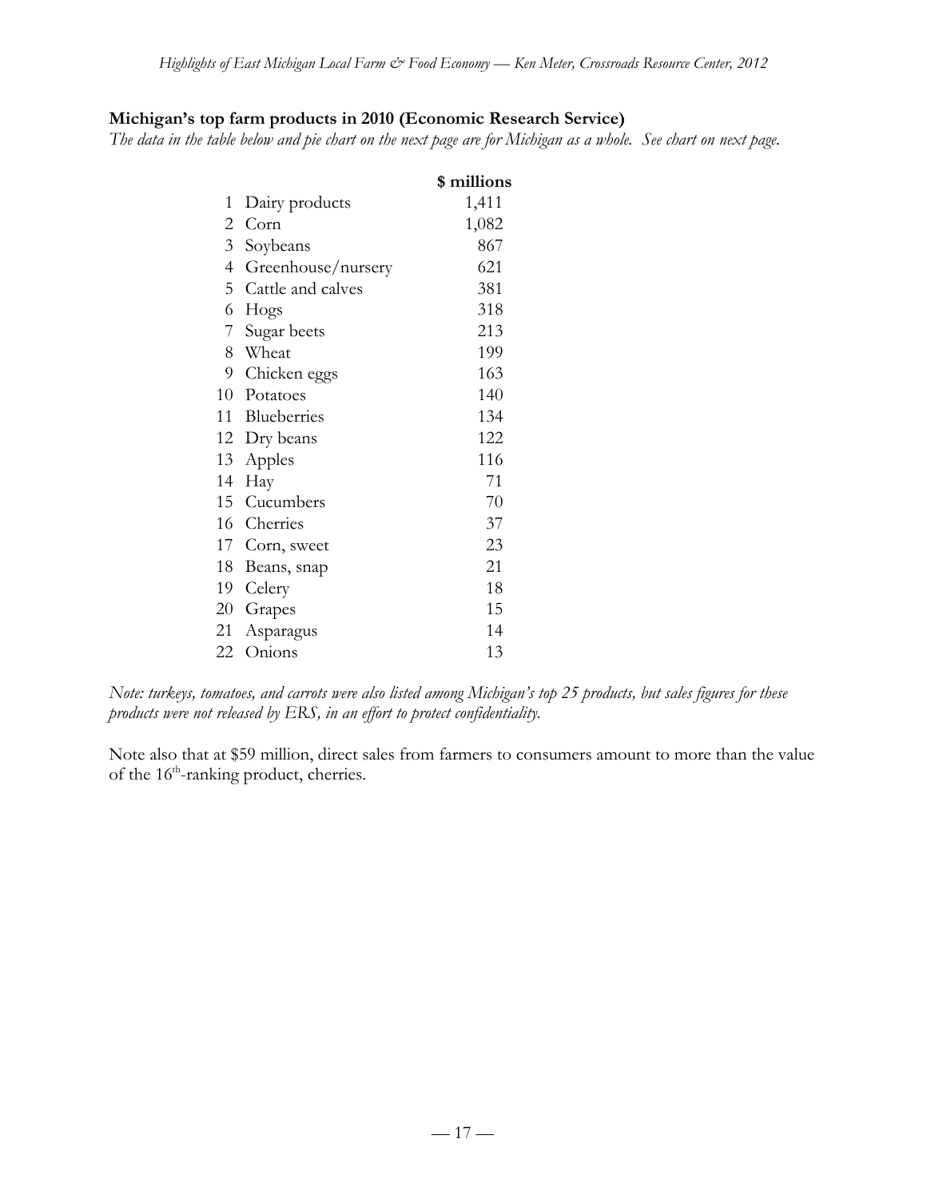**Michigan's top farm products in 2010 (Economic Research Service)**

*The data in the table below and pie chart on the next page are for Michigan as a whole. See chart on next page.*

| | | $ millions |
|---|---|---|
| 1 | Dairy products | 1,411 |
| 2 | Corn | 1,082 |
| 3 | Soybeans | 867 |
| 4 | Greenhouse/nursery | 621 |
| 5 | Cattle and calves | 381 |
| 6 | Hogs | 318 |
| 7 | Sugar beets | 213 |
| 8 | Wheat | 199 |
| 9 | Chicken eggs | 163 |
| 10 | Potatoes | 140 |
| 11 | Blueberries | 134 |
| 12 | Dry beans | 122 |
| 13 | Apples | 116 |
| 14 | Hay | 71 |
| 15 | Cucumbers | 70 |
| 16 | Cherries | 37 |
| 17 | Corn, sweet | 23 |
| 18 | Beans, snap | 21 |
| 19 | Celery | 18 |
| 20 | Grapes | 15 |
| 21 | Asparagus | 14 |
| 22 | Onions | 13 |

*Note: turkeys, tomatoes, and carrots were also listed among Michigan's top 25 products, but sales figures for these products were not released by ERS, in an effort to protect confidentiality.*

Note also that at $59 million, direct sales from farmers to consumers amount to more than the value of the 16th-ranking product, cherries.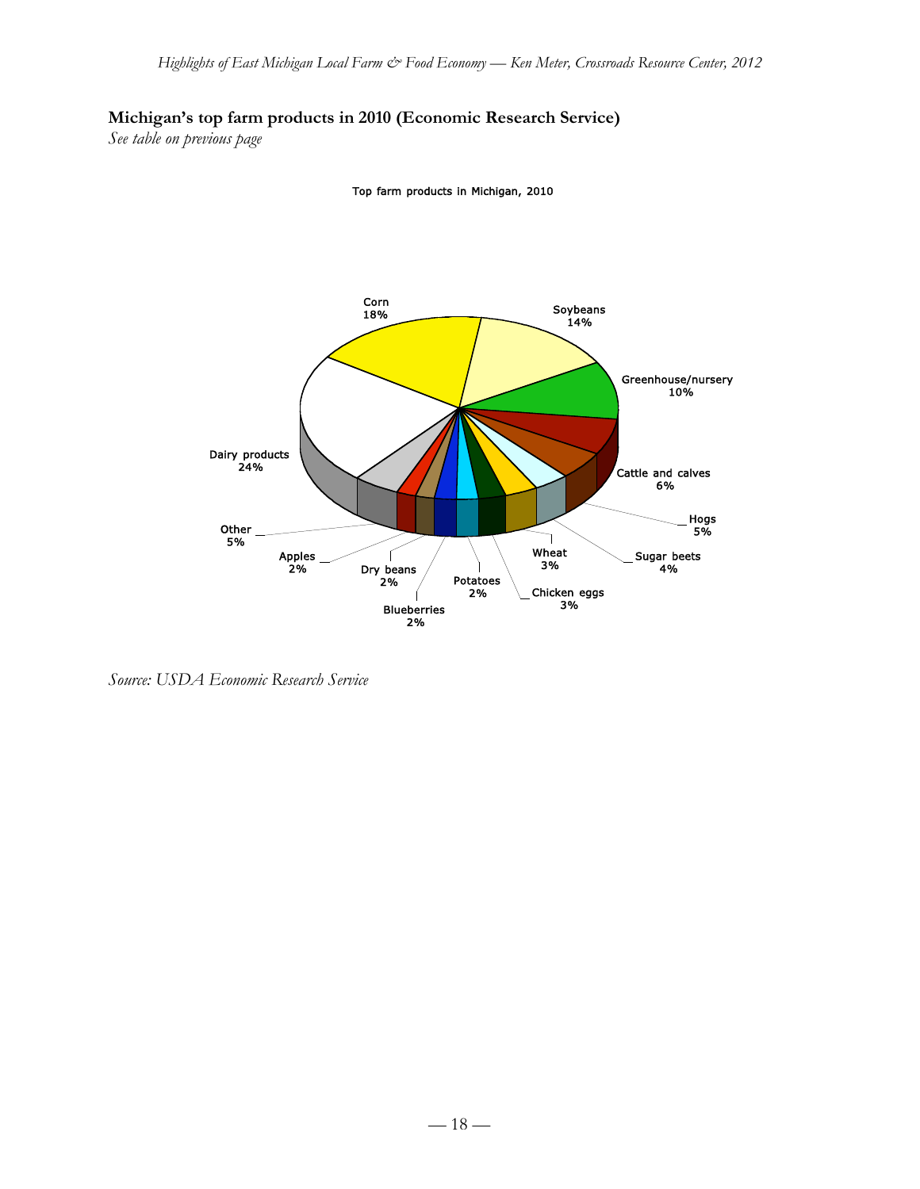## Michigan's top farm products in 2010 (Economic Research Service)

*See table on previous page*

Top farm products in Michigan, 2010

Corn 18%
Soybeans 14%
Greenhouse/nursery 10%
Cattle and calves 6%
Hogs 5%
Sugar beets 4%
Wheat 3%
Chicken eggs 3%
Potatoes 2%
Blueberries 2%
Dry beans 2%
Apples 2%
Other 5%
Dairy products 24%

*Source: USDA Economic Research Service*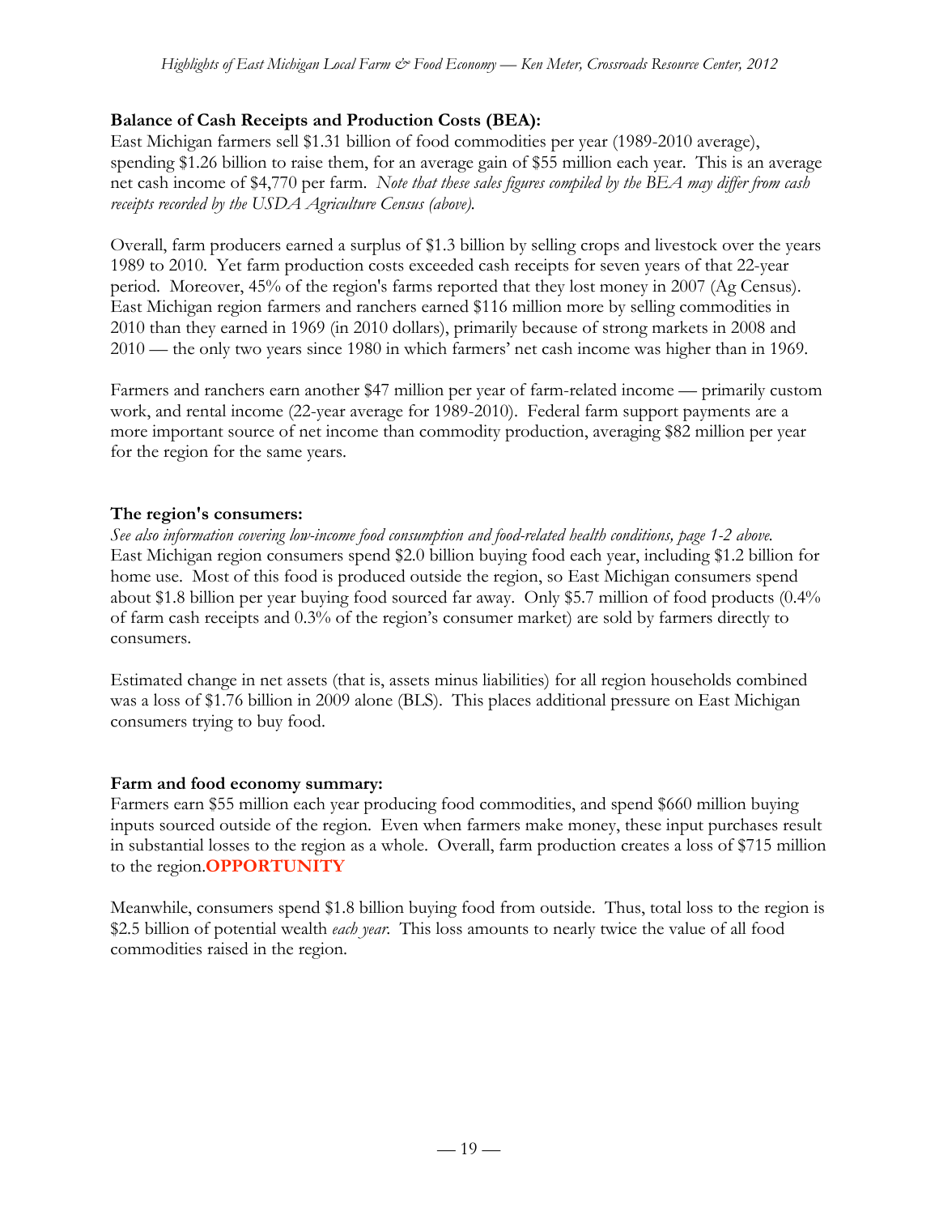**Balance of Cash Receipts and Production Costs (BEA):**

East Michigan farmers sell $1.31 billion of food commodities per year (1989-2010 average), spending $1.26 billion to raise them, for an average gain of $55 million each year. This is an average net cash income of $4,770 per farm. *Note that these sales figures compiled by the BEA may differ from cash receipts recorded by the USDA Agriculture Census (above).*

Overall, farm producers earned a surplus of $1.3 billion by selling crops and livestock over the years 1989 to 2010. Yet farm production costs exceeded cash receipts for seven years of that 22-year period. Moreover, 45% of the region's farms reported that they lost money in 2007 (Ag Census). East Michigan region farmers and ranchers earned $116 million more by selling commodities in 2010 than they earned in 1969 (in 2010 dollars), primarily because of strong markets in 2008 and 2010 — the only two years since 1980 in which farmers' net cash income was higher than in 1969.

Farmers and ranchers earn another $47 million per year of farm-related income — primarily custom work, and rental income (22-year average for 1989-2010). Federal farm support payments are a more important source of net income than commodity production, averaging $82 million per year for the region for the same years.

**The region's consumers:**

*See also information covering low-income food consumption and food-related health conditions, page 1-2 above.*
East Michigan region consumers spend $2.0 billion buying food each year, including $1.2 billion for home use. Most of this food is produced outside the region, so East Michigan consumers spend about $1.8 billion per year buying food sourced far away. Only $5.7 million of food products (0.4% of farm cash receipts and 0.3% of the region's consumer market) are sold by farmers directly to consumers.

Estimated change in net assets (that is, assets minus liabilities) for all region households combined was a loss of $1.76 billion in 2009 alone (BLS). This places additional pressure on East Michigan consumers trying to buy food.

**Farm and food economy summary:**

Farmers earn $55 million each year producing food commodities, and spend $660 million buying inputs sourced outside of the region. Even when farmers make money, these input purchases result in substantial losses to the region as a whole. Overall, farm production creates a loss of $715 million to the region.**OPPORTUNITY**

Meanwhile, consumers spend $1.8 billion buying food from outside. Thus, total loss to the region is $2.5 billion of potential wealth *each year*. This loss amounts to nearly twice the value of all food commodities raised in the region.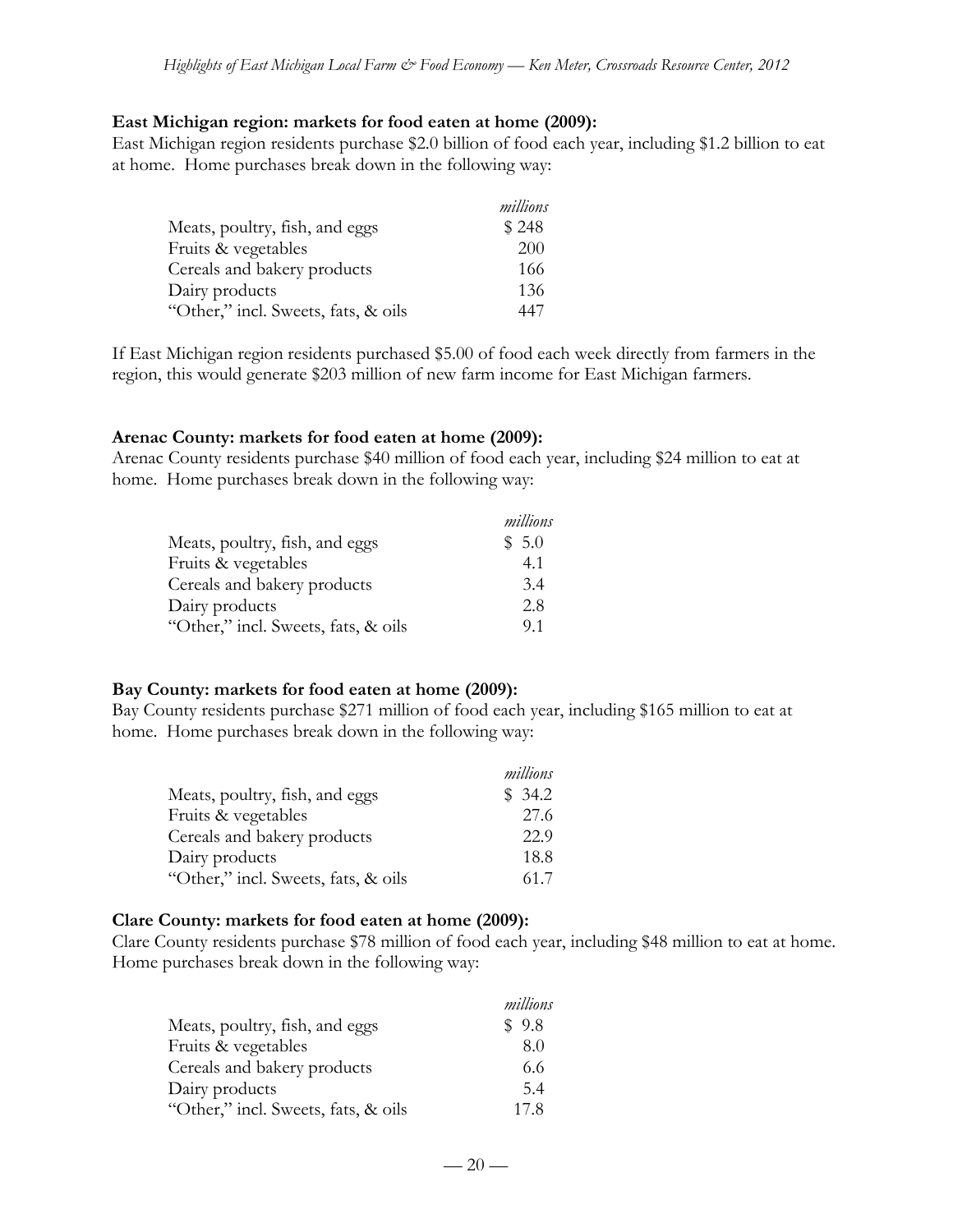**East Michigan region: markets for food eaten at home (2009):**

East Michigan region residents purchase $2.0 billion of food each year, including $1.2 billion to eat at home. Home purchases break down in the following way:

| | *millions* |
|---|---|
| Meats, poultry, fish, and eggs | $ 248 |
| Fruits & vegetables | 200 |
| Cereals and bakery products | 166 |
| Dairy products | 136 |
| "Other," incl. Sweets, fats, & oils | 447 |

If East Michigan region residents purchased $5.00 of food each week directly from farmers in the region, this would generate $203 million of new farm income for East Michigan farmers.

**Arenac County: markets for food eaten at home (2009):**

Arenac County residents purchase $40 million of food each year, including $24 million to eat at home. Home purchases break down in the following way:

| | *millions* |
|---|---|
| Meats, poultry, fish, and eggs | $ 5.0 |
| Fruits & vegetables | 4.1 |
| Cereals and bakery products | 3.4 |
| Dairy products | 2.8 |
| "Other," incl. Sweets, fats, & oils | 9.1 |

**Bay County: markets for food eaten at home (2009):**

Bay County residents purchase $271 million of food each year, including $165 million to eat at home. Home purchases break down in the following way:

| | *millions* |
|---|---|
| Meats, poultry, fish, and eggs | $ 34.2 |
| Fruits & vegetables | 27.6 |
| Cereals and bakery products | 22.9 |
| Dairy products | 18.8 |
| "Other," incl. Sweets, fats, & oils | 61.7 |

**Clare County: markets for food eaten at home (2009):**

Clare County residents purchase $78 million of food each year, including $48 million to eat at home. Home purchases break down in the following way:

| | *millions* |
|---|---|
| Meats, poultry, fish, and eggs | $ 9.8 |
| Fruits & vegetables | 8.0 |
| Cereals and bakery products | 6.6 |
| Dairy products | 5.4 |
| "Other," incl. Sweets, fats, & oils | 17.8 |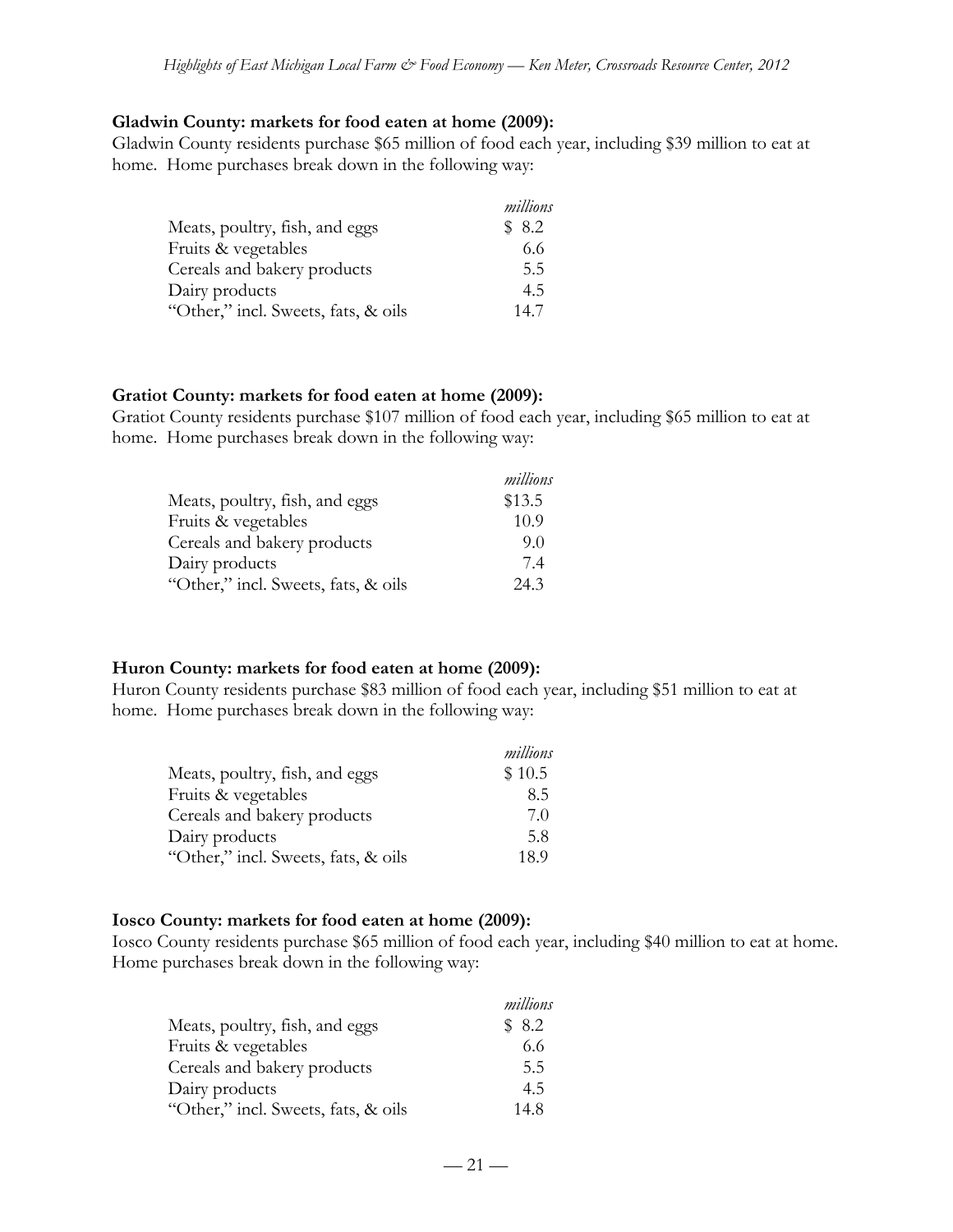**Gladwin County: markets for food eaten at home (2009):**

Gladwin County residents purchase $65 million of food each year, including $39 million to eat at home. Home purchases break down in the following way:

| | *millions* |
|---|---|
| Meats, poultry, fish, and eggs | $ 8.2 |
| Fruits & vegetables | 6.6 |
| Cereals and bakery products | 5.5 |
| Dairy products | 4.5 |
| "Other," incl. Sweets, fats, & oils | 14.7 |

**Gratiot County: markets for food eaten at home (2009):**

Gratiot County residents purchase $107 million of food each year, including $65 million to eat at home. Home purchases break down in the following way:

| | *millions* |
|---|---|
| Meats, poultry, fish, and eggs | $13.5 |
| Fruits & vegetables | 10.9 |
| Cereals and bakery products | 9.0 |
| Dairy products | 7.4 |
| "Other," incl. Sweets, fats, & oils | 24.3 |

**Huron County: markets for food eaten at home (2009):**

Huron County residents purchase $83 million of food each year, including $51 million to eat at home. Home purchases break down in the following way:

| | *millions* |
|---|---|
| Meats, poultry, fish, and eggs | $ 10.5 |
| Fruits & vegetables | 8.5 |
| Cereals and bakery products | 7.0 |
| Dairy products | 5.8 |
| "Other," incl. Sweets, fats, & oils | 18.9 |

**Iosco County: markets for food eaten at home (2009):**

Iosco County residents purchase $65 million of food each year, including $40 million to eat at home. Home purchases break down in the following way:

| | *millions* |
|---|---|
| Meats, poultry, fish, and eggs | $ 8.2 |
| Fruits & vegetables | 6.6 |
| Cereals and bakery products | 5.5 |
| Dairy products | 4.5 |
| "Other," incl. Sweets, fats, & oils | 14.8 |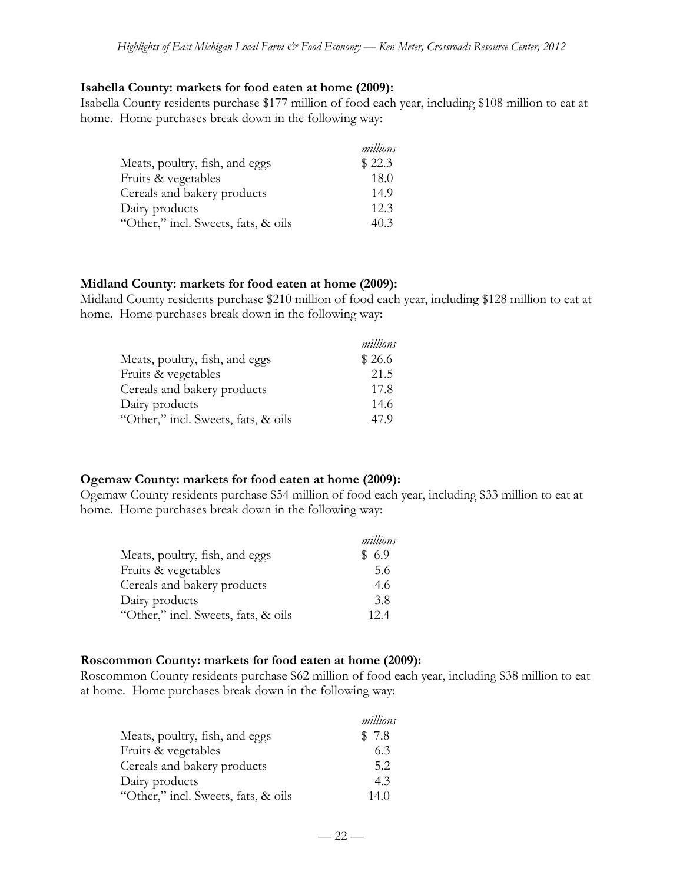**Isabella County: markets for food eaten at home (2009):**

Isabella County residents purchase $177 million of food each year, including $108 million to eat at home. Home purchases break down in the following way:

| | *millions* |
|---|---|
| Meats, poultry, fish, and eggs | $ 22.3 |
| Fruits & vegetables | 18.0 |
| Cereals and bakery products | 14.9 |
| Dairy products | 12.3 |
| "Other," incl. Sweets, fats, & oils | 40.3 |

**Midland County: markets for food eaten at home (2009):**

Midland County residents purchase $210 million of food each year, including $128 million to eat at home. Home purchases break down in the following way:

| | *millions* |
|---|---|
| Meats, poultry, fish, and eggs | $ 26.6 |
| Fruits & vegetables | 21.5 |
| Cereals and bakery products | 17.8 |
| Dairy products | 14.6 |
| "Other," incl. Sweets, fats, & oils | 47.9 |

**Ogemaw County: markets for food eaten at home (2009):**

Ogemaw County residents purchase $54 million of food each year, including $33 million to eat at home. Home purchases break down in the following way:

| | *millions* |
|---|---|
| Meats, poultry, fish, and eggs | $ 6.9 |
| Fruits & vegetables | 5.6 |
| Cereals and bakery products | 4.6 |
| Dairy products | 3.8 |
| "Other," incl. Sweets, fats, & oils | 12.4 |

**Roscommon County: markets for food eaten at home (2009):**

Roscommon County residents purchase $62 million of food each year, including $38 million to eat at home. Home purchases break down in the following way:

| | *millions* |
|---|---|
| Meats, poultry, fish, and eggs | $ 7.8 |
| Fruits & vegetables | 6.3 |
| Cereals and bakery products | 5.2 |
| Dairy products | 4.3 |
| "Other," incl. Sweets, fats, & oils | 14.0 |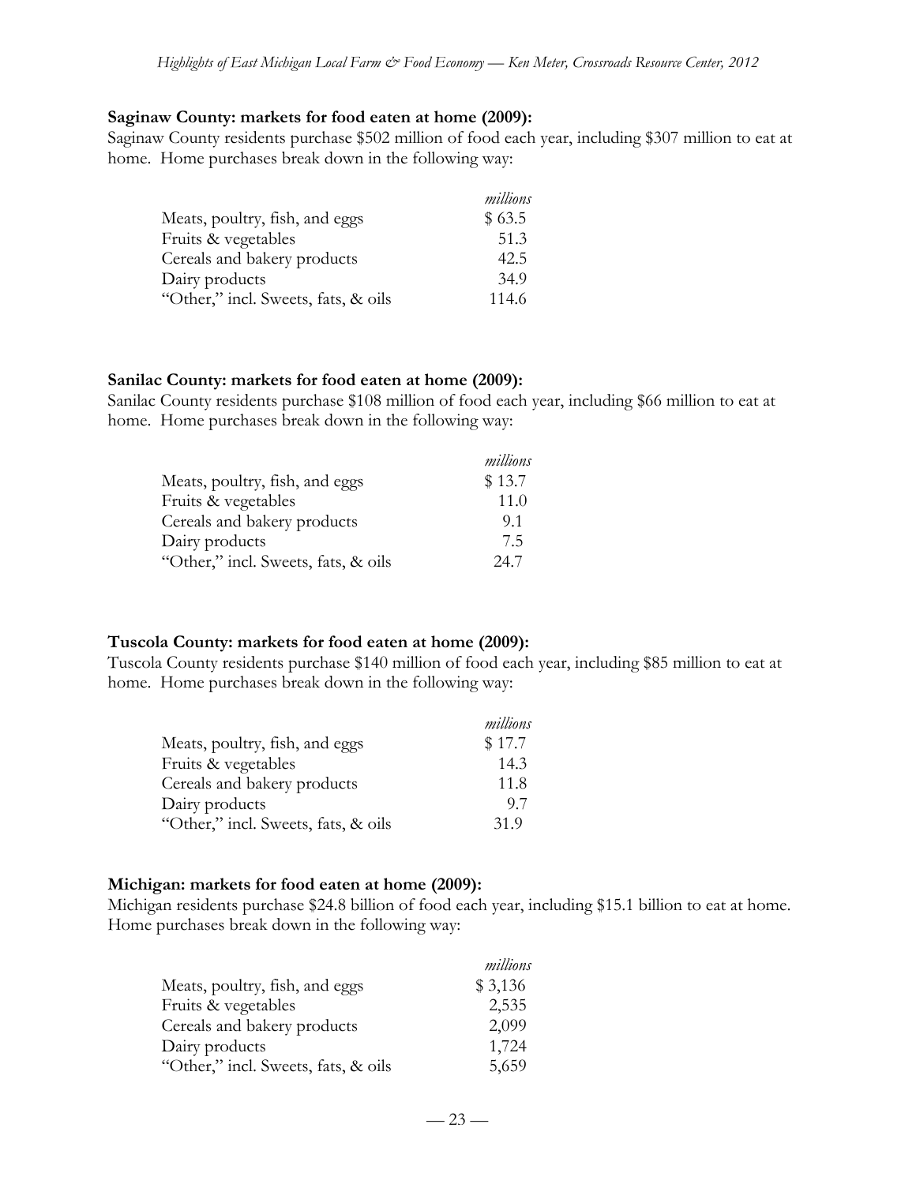**Saginaw County: markets for food eaten at home (2009):**

Saginaw County residents purchase $502 million of food each year, including $307 million to eat at home. Home purchases break down in the following way:

| | *millions* |
|---|---|
| Meats, poultry, fish, and eggs | $ 63.5 |
| Fruits & vegetables | 51.3 |
| Cereals and bakery products | 42.5 |
| Dairy products | 34.9 |
| "Other," incl. Sweets, fats, & oils | 114.6 |

**Sanilac County: markets for food eaten at home (2009):**

Sanilac County residents purchase $108 million of food each year, including $66 million to eat at home. Home purchases break down in the following way:

| | *millions* |
|---|---|
| Meats, poultry, fish, and eggs | $ 13.7 |
| Fruits & vegetables | 11.0 |
| Cereals and bakery products | 9.1 |
| Dairy products | 7.5 |
| "Other," incl. Sweets, fats, & oils | 24.7 |

**Tuscola County: markets for food eaten at home (2009):**

Tuscola County residents purchase $140 million of food each year, including $85 million to eat at home. Home purchases break down in the following way:

| | *millions* |
|---|---|
| Meats, poultry, fish, and eggs | $ 17.7 |
| Fruits & vegetables | 14.3 |
| Cereals and bakery products | 11.8 |
| Dairy products | 9.7 |
| "Other," incl. Sweets, fats, & oils | 31.9 |

**Michigan: markets for food eaten at home (2009):**

Michigan residents purchase $24.8 billion of food each year, including $15.1 billion to eat at home. Home purchases break down in the following way:

| | *millions* |
|---|---|
| Meats, poultry, fish, and eggs | $ 3,136 |
| Fruits & vegetables | 2,535 |
| Cereals and bakery products | 2,099 |
| Dairy products | 1,724 |
| "Other," incl. Sweets, fats, & oils | 5,659 |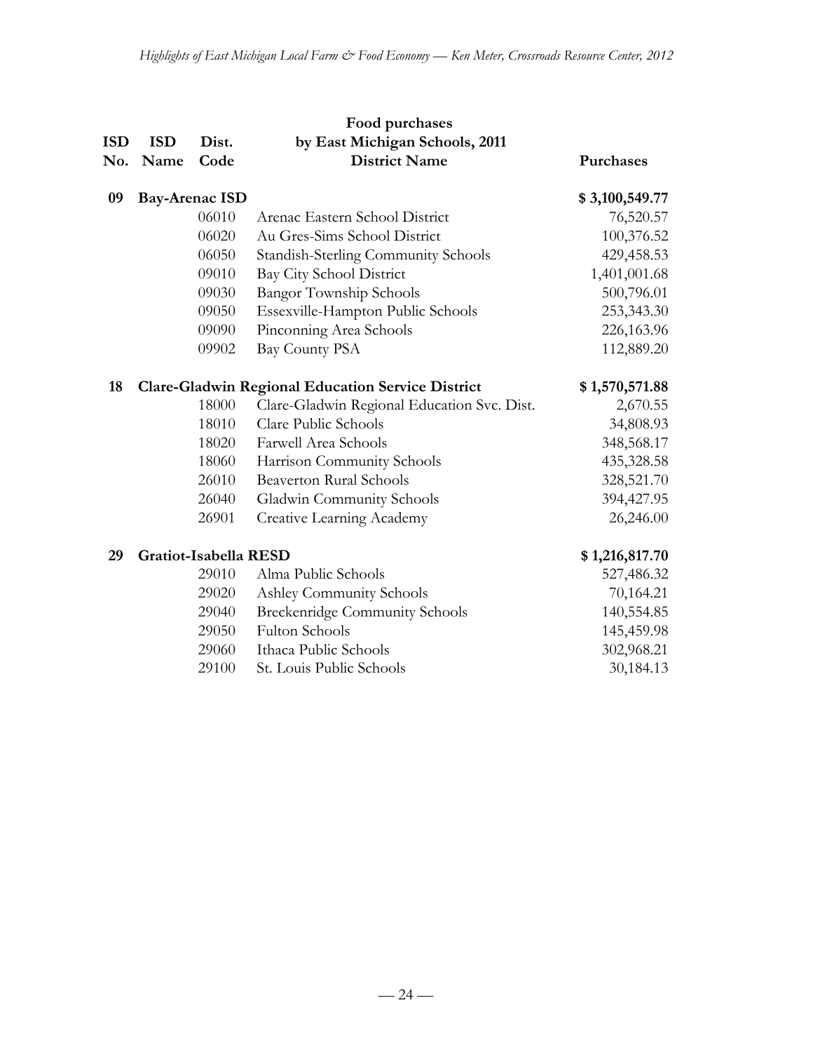| ISD No. | ISD Name | Dist. Code | Food purchases by East Michigan Schools, 2011 District Name | Purchases |
|---|---|---|---|---|
| **09** | **Bay-Arenac ISD** | | | **$ 3,100,549.77** |
| | | 06010 | Arenac Eastern School District | 76,520.57 |
| | | 06020 | Au Gres-Sims School District | 100,376.52 |
| | | 06050 | Standish-Sterling Community Schools | 429,458.53 |
| | | 09010 | Bay City School District | 1,401,001.68 |
| | | 09030 | Bangor Township Schools | 500,796.01 |
| | | 09050 | Essexville-Hampton Public Schools | 253,343.30 |
| | | 09090 | Pinconning Area Schools | 226,163.96 |
| | | 09902 | Bay County PSA | 112,889.20 |
| **18** | **Clare-Gladwin Regional Education Service District** | | | **$ 1,570,571.88** |
| | | 18000 | Clare-Gladwin Regional Education Svc. Dist. | 2,670.55 |
| | | 18010 | Clare Public Schools | 34,808.93 |
| | | 18020 | Farwell Area Schools | 348,568.17 |
| | | 18060 | Harrison Community Schools | 435,328.58 |
| | | 26010 | Beaverton Rural Schools | 328,521.70 |
| | | 26040 | Gladwin Community Schools | 394,427.95 |
| | | 26901 | Creative Learning Academy | 26,246.00 |
| **29** | **Gratiot-Isabella RESD** | | | **$ 1,216,817.70** |
| | | 29010 | Alma Public Schools | 527,486.32 |
| | | 29020 | Ashley Community Schools | 70,164.21 |
| | | 29040 | Breckenridge Community Schools | 140,554.85 |
| | | 29050 | Fulton Schools | 145,459.98 |
| | | 29060 | Ithaca Public Schools | 302,968.21 |
| | | 29100 | St. Louis Public Schools | 30,184.13 |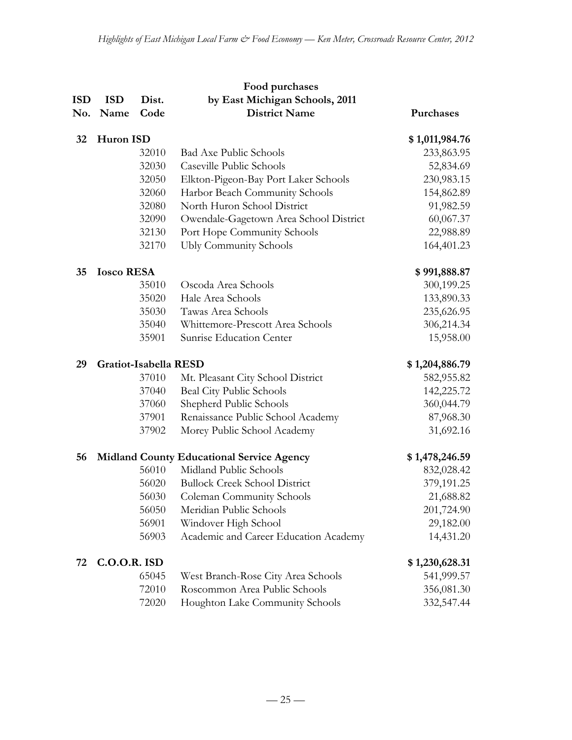| ISD No. | ISD Name | Dist. Code | Food purchases by East Michigan Schools, 2011 District Name | Purchases |
|---|---|---|---|---|
| **32** | **Huron ISD** | | | **$ 1,011,984.76** |
| | | 32010 | Bad Axe Public Schools | 233,863.95 |
| | | 32030 | Caseville Public Schools | 52,834.69 |
| | | 32050 | Elkton-Pigeon-Bay Port Laker Schools | 230,983.15 |
| | | 32060 | Harbor Beach Community Schools | 154,862.89 |
| | | 32080 | North Huron School District | 91,982.59 |
| | | 32090 | Owendale-Gagetown Area School District | 60,067.37 |
| | | 32130 | Port Hope Community Schools | 22,988.89 |
| | | 32170 | Ubly Community Schools | 164,401.23 |
| **35** | **Iosco RESA** | | | **$ 991,888.87** |
| | | 35010 | Oscoda Area Schools | 300,199.25 |
| | | 35020 | Hale Area Schools | 133,890.33 |
| | | 35030 | Tawas Area Schools | 235,626.95 |
| | | 35040 | Whittemore-Prescott Area Schools | 306,214.34 |
| | | 35901 | Sunrise Education Center | 15,958.00 |
| **29** | **Gratiot-Isabella RESD** | | | **$ 1,204,886.79** |
| | | 37010 | Mt. Pleasant City School District | 582,955.82 |
| | | 37040 | Beal City Public Schools | 142,225.72 |
| | | 37060 | Shepherd Public Schools | 360,044.79 |
| | | 37901 | Renaissance Public School Academy | 87,968.30 |
| | | 37902 | Morey Public School Academy | 31,692.16 |
| **56** | **Midland County Educational Service Agency** | | | **$ 1,478,246.59** |
| | | 56010 | Midland Public Schools | 832,028.42 |
| | | 56020 | Bullock Creek School District | 379,191.25 |
| | | 56030 | Coleman Community Schools | 21,688.82 |
| | | 56050 | Meridian Public Schools | 201,724.90 |
| | | 56901 | Windover High School | 29,182.00 |
| | | 56903 | Academic and Career Education Academy | 14,431.20 |
| **72** | **C.O.O.R. ISD** | | | **$ 1,230,628.31** |
| | | 65045 | West Branch-Rose City Area Schools | 541,999.57 |
| | | 72010 | Roscommon Area Public Schools | 356,081.30 |
| | | 72020 | Houghton Lake Community Schools | 332,547.44 |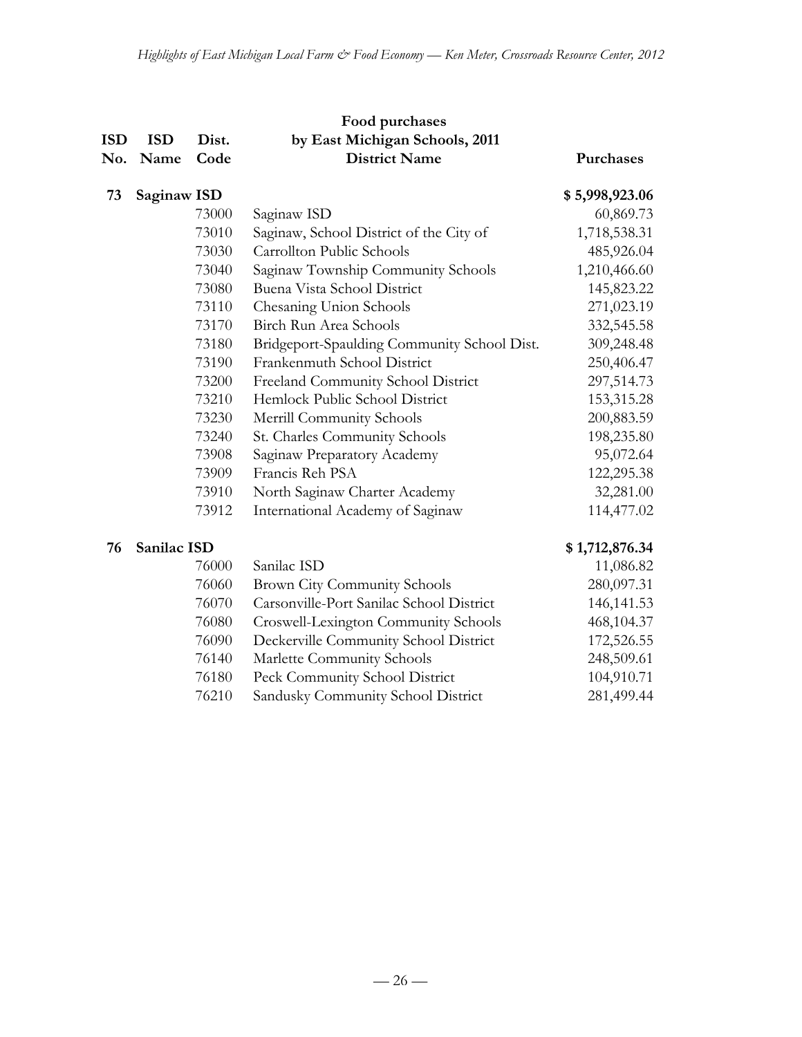| ISD No. | ISD Name | Dist. Code | Food purchases by East Michigan Schools, 2011 District Name | Purchases |
|---|---|---|---|---|
| **73** | **Saginaw ISD** | | | **$ 5,998,923.06** |
| | | 73000 | Saginaw ISD | 60,869.73 |
| | | 73010 | Saginaw, School District of the City of | 1,718,538.31 |
| | | 73030 | Carrollton Public Schools | 485,926.04 |
| | | 73040 | Saginaw Township Community Schools | 1,210,466.60 |
| | | 73080 | Buena Vista School District | 145,823.22 |
| | | 73110 | Chesaning Union Schools | 271,023.19 |
| | | 73170 | Birch Run Area Schools | 332,545.58 |
| | | 73180 | Bridgeport-Spaulding Community School Dist. | 309,248.48 |
| | | 73190 | Frankenmuth School District | 250,406.47 |
| | | 73200 | Freeland Community School District | 297,514.73 |
| | | 73210 | Hemlock Public School District | 153,315.28 |
| | | 73230 | Merrill Community Schools | 200,883.59 |
| | | 73240 | St. Charles Community Schools | 198,235.80 |
| | | 73908 | Saginaw Preparatory Academy | 95,072.64 |
| | | 73909 | Francis Reh PSA | 122,295.38 |
| | | 73910 | North Saginaw Charter Academy | 32,281.00 |
| | | 73912 | International Academy of Saginaw | 114,477.02 |
| **76** | **Sanilac ISD** | | | **$ 1,712,876.34** |
| | | 76000 | Sanilac ISD | 11,086.82 |
| | | 76060 | Brown City Community Schools | 280,097.31 |
| | | 76070 | Carsonville-Port Sanilac School District | 146,141.53 |
| | | 76080 | Croswell-Lexington Community Schools | 468,104.37 |
| | | 76090 | Deckerville Community School District | 172,526.55 |
| | | 76140 | Marlette Community Schools | 248,509.61 |
| | | 76180 | Peck Community School District | 104,910.71 |
| | | 76210 | Sandusky Community School District | 281,499.44 |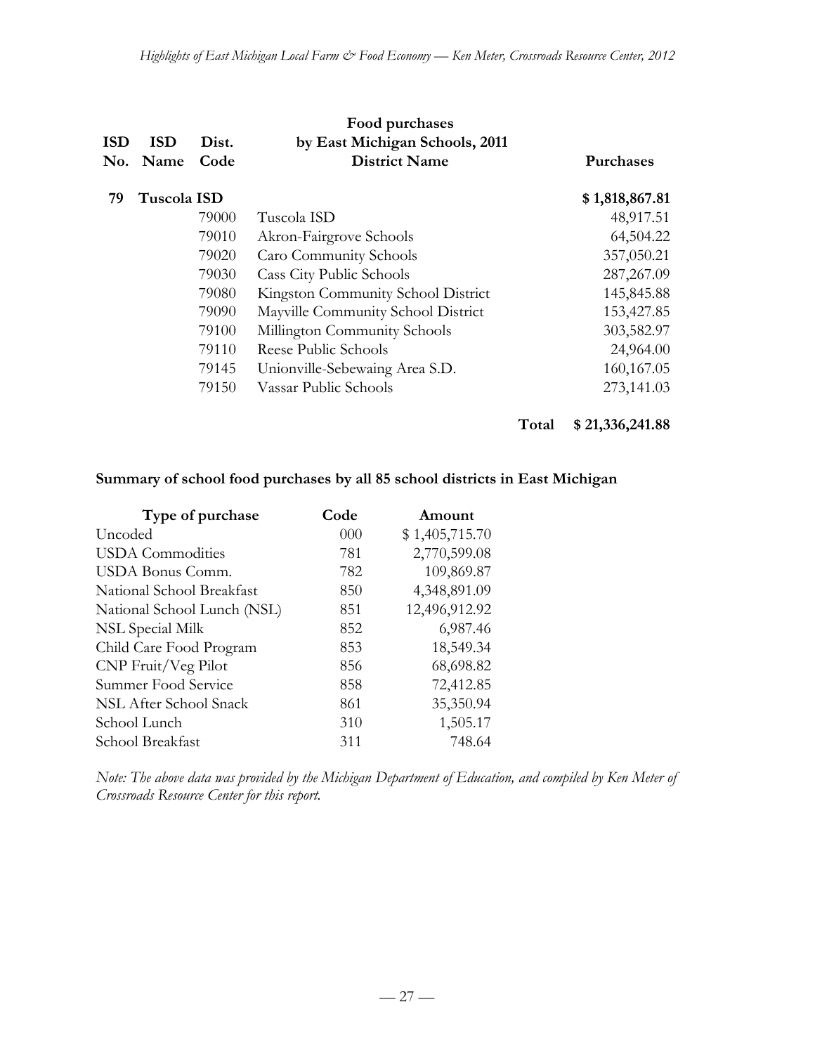| ISD No. | ISD Name | Dist. Code | Food purchases by East Michigan Schools, 2011 District Name | Purchases |
|---|---|---|---|---|
| **79** | **Tuscola ISD** | | | **$ 1,818,867.81** |
| | | 79000 | Tuscola ISD | 48,917.51 |
| | | 79010 | Akron-Fairgrove Schools | 64,504.22 |
| | | 79020 | Caro Community Schools | 357,050.21 |
| | | 79030 | Cass City Public Schools | 287,267.09 |
| | | 79080 | Kingston Community School District | 145,845.88 |
| | | 79090 | Mayville Community School District | 153,427.85 |
| | | 79100 | Millington Community Schools | 303,582.97 |
| | | 79110 | Reese Public Schools | 24,964.00 |
| | | 79145 | Unionville-Sebewaing Area S.D. | 160,167.05 |
| | | 79150 | Vassar Public Schools | 273,141.03 |
| | | | **Total** | **$ 21,336,241.88** |

**Summary of school food purchases by all 85 school districts in East Michigan**

| Type of purchase | Code | Amount |
|---|---|---|
| Uncoded | 000 | $ 1,405,715.70 |
| USDA Commodities | 781 | 2,770,599.08 |
| USDA Bonus Comm. | 782 | 109,869.87 |
| National School Breakfast | 850 | 4,348,891.09 |
| National School Lunch (NSL) | 851 | 12,496,912.92 |
| NSL Special Milk | 852 | 6,987.46 |
| Child Care Food Program | 853 | 18,549.34 |
| CNP Fruit/Veg Pilot | 856 | 68,698.82 |
| Summer Food Service | 858 | 72,412.85 |
| NSL After School Snack | 861 | 35,350.94 |
| School Lunch | 310 | 1,505.17 |
| School Breakfast | 311 | 748.64 |

*Note: The above data was provided by the Michigan Department of Education, and compiled by Ken Meter of Crossroads Resource Center for this report.*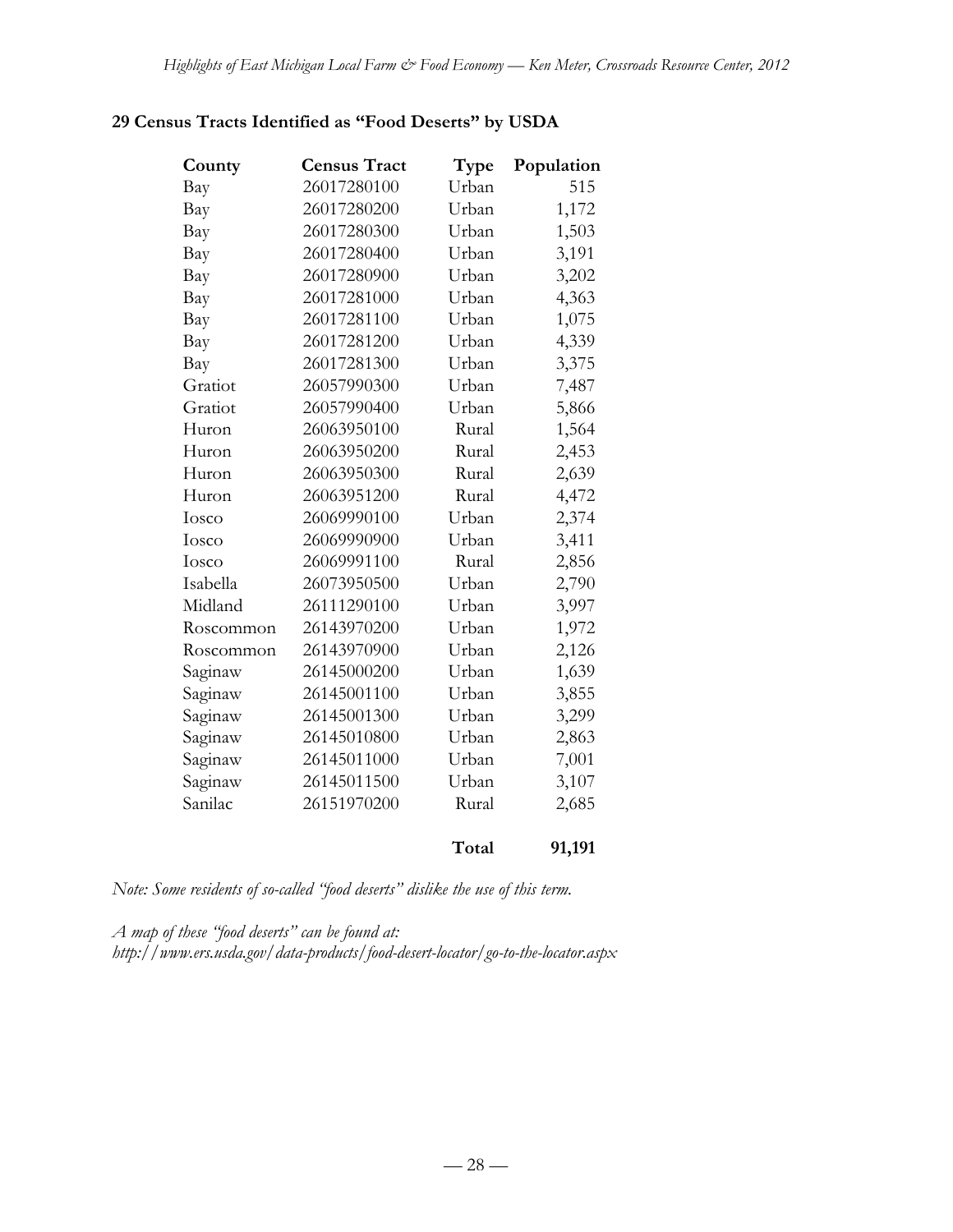**29 Census Tracts Identified as "Food Deserts" by USDA**

| County | Census Tract | Type | Population |
|---|---|---|---|
| Bay | 26017280100 | Urban | 515 |
| Bay | 26017280200 | Urban | 1,172 |
| Bay | 26017280300 | Urban | 1,503 |
| Bay | 26017280400 | Urban | 3,191 |
| Bay | 26017280900 | Urban | 3,202 |
| Bay | 26017281000 | Urban | 4,363 |
| Bay | 26017281100 | Urban | 1,075 |
| Bay | 26017281200 | Urban | 4,339 |
| Bay | 26017281300 | Urban | 3,375 |
| Gratiot | 26057990300 | Urban | 7,487 |
| Gratiot | 26057990400 | Urban | 5,866 |
| Huron | 26063950100 | Rural | 1,564 |
| Huron | 26063950200 | Rural | 2,453 |
| Huron | 26063950300 | Rural | 2,639 |
| Huron | 26063951200 | Rural | 4,472 |
| Iosco | 26069990100 | Urban | 2,374 |
| Iosco | 26069990900 | Urban | 3,411 |
| Iosco | 26069991100 | Rural | 2,856 |
| Isabella | 26073950500 | Urban | 2,790 |
| Midland | 26111290100 | Urban | 3,997 |
| Roscommon | 26143970200 | Urban | 1,972 |
| Roscommon | 26143970900 | Urban | 2,126 |
| Saginaw | 26145000200 | Urban | 1,639 |
| Saginaw | 26145001100 | Urban | 3,855 |
| Saginaw | 26145001300 | Urban | 3,299 |
| Saginaw | 26145010800 | Urban | 2,863 |
| Saginaw | 26145011000 | Urban | 7,001 |
| Saginaw | 26145011500 | Urban | 3,107 |
| Sanilac | 26151970200 | Rural | 2,685 |
| | | **Total** | **91,191** |

*Note: Some residents of so-called "food deserts" dislike the use of this term.*

*A map of these "food deserts" can be found at:*
*http://www.ers.usda.gov/data-products/food-desert-locator/go-to-the-locator.aspx*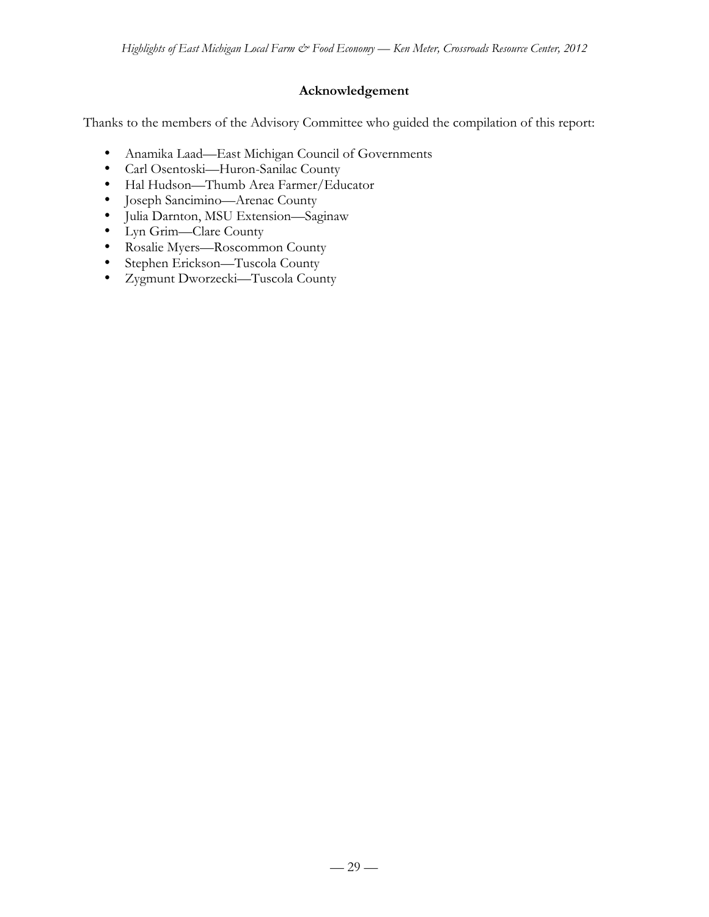## Acknowledgement

Thanks to the members of the Advisory Committee who guided the compilation of this report:

- Anamika Laad—East Michigan Council of Governments
- Carl Osentoski—Huron-Sanilac County
- Hal Hudson—Thumb Area Farmer/Educator
- Joseph Sancimino—Arenac County
- Julia Darnton, MSU Extension—Saginaw
- Lyn Grim—Clare County
- Rosalie Myers—Roscommon County
- Stephen Erickson—Tuscola County
- Zygmunt Dworzecki—Tuscola County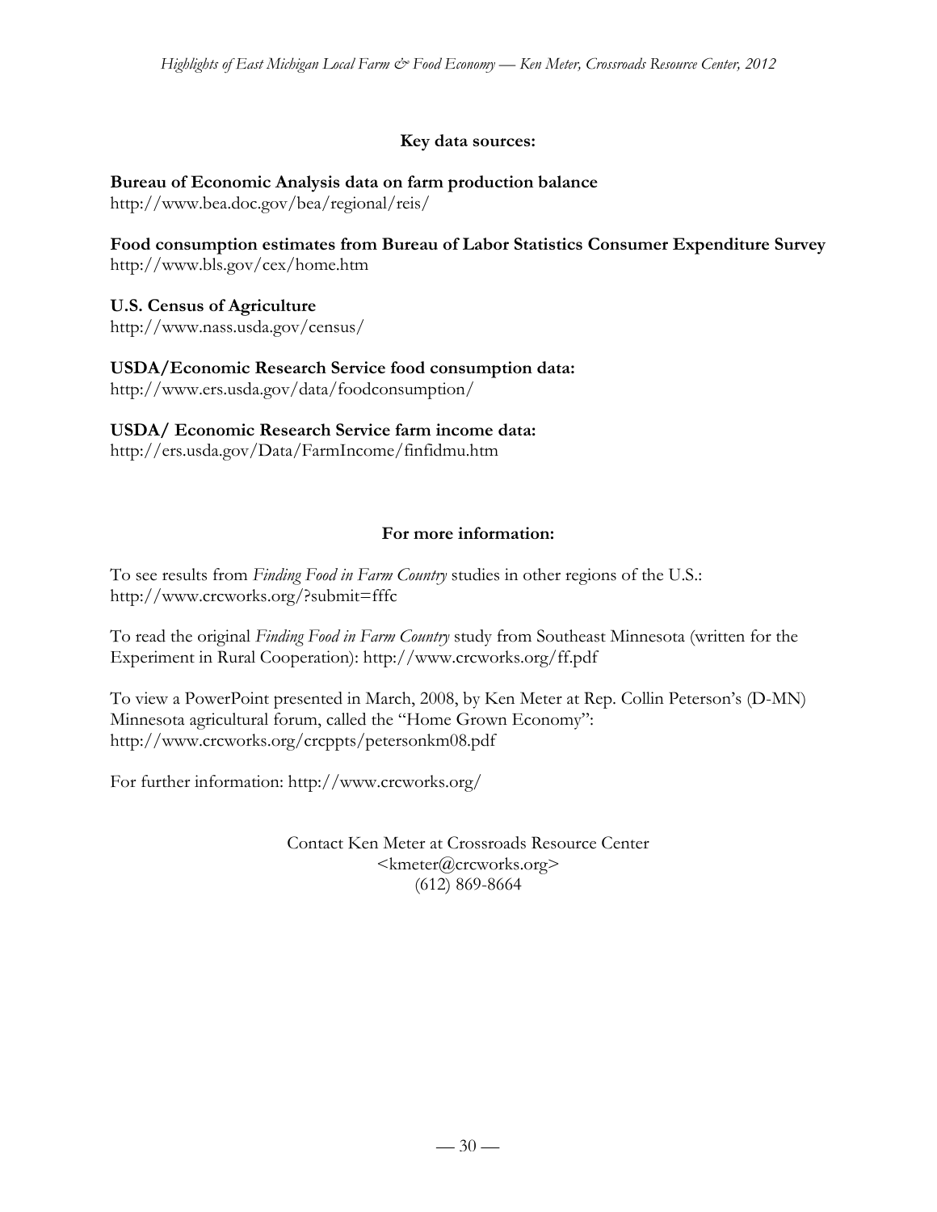## Key data sources:

**Bureau of Economic Analysis data on farm production balance**
http://www.bea.doc.gov/bea/regional/reis/

**Food consumption estimates from Bureau of Labor Statistics Consumer Expenditure Survey**
http://www.bls.gov/cex/home.htm

**U.S. Census of Agriculture**
http://www.nass.usda.gov/census/

**USDA/Economic Research Service food consumption data:**
http://www.ers.usda.gov/data/foodconsumption/

**USDA/ Economic Research Service farm income data:**
http://ers.usda.gov/Data/FarmIncome/finfidmu.htm

## For more information:

To see results from *Finding Food in Farm Country* studies in other regions of the U.S.: http://www.crcworks.org/?submit=fffc

To read the original *Finding Food in Farm Country* study from Southeast Minnesota (written for the Experiment in Rural Cooperation): http://www.crcworks.org/ff.pdf

To view a PowerPoint presented in March, 2008, by Ken Meter at Rep. Collin Peterson's (D-MN) Minnesota agricultural forum, called the "Home Grown Economy": http://www.crcworks.org/crcppts/petersonkm08.pdf

For further information: http://www.crcworks.org/

Contact Ken Meter at Crossroads Resource Center
<kmeter@crcworks.org>
(612) 869-8664